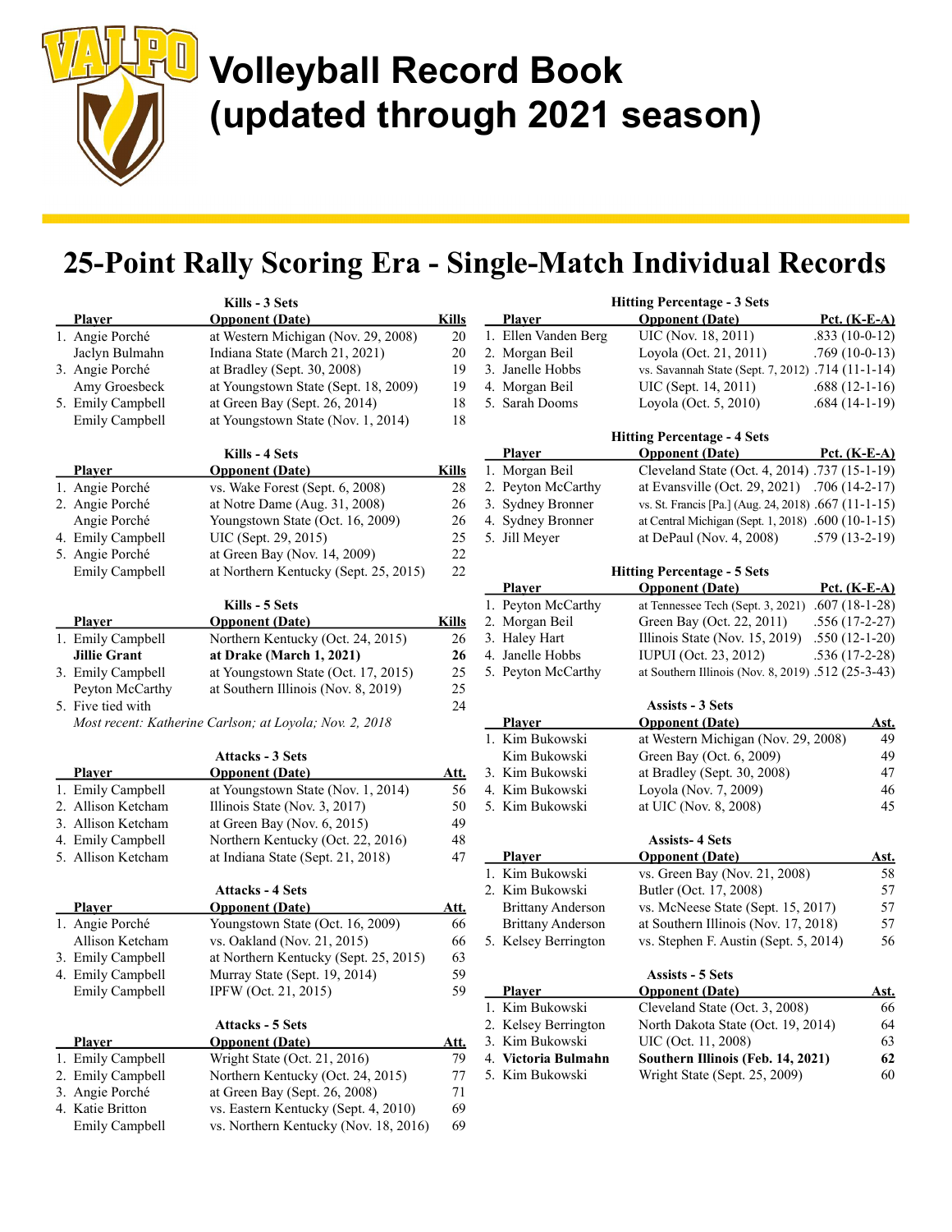# Volleyball Record Book (updated through 2021 season)

## 25-Point Rally Scoring Era - Single-Match Individual Records

### Kills - 3 Sets

| | Player | Opponent (Date) | Kills |
|---|---|---|---|
| 1. | Angie Porché | at Western Michigan (Nov. 29, 2008) | 20 |
| | Jaclyn Bulmahn | Indiana State (March 21, 2021) | 20 |
| 3. | Angie Porché | at Bradley (Sept. 30, 2008) | 19 |
| | Amy Groesbeck | at Youngstown State (Sept. 18, 2009) | 19 |
| 5. | Emily Campbell | at Green Bay (Sept. 26, 2014) | 18 |
| | Emily Campbell | at Youngstown State (Nov. 1, 2014) | 18 |

### Kills - 4 Sets

| | Player | Opponent (Date) | Kills |
|---|---|---|---|
| 1. | Angie Porché | vs. Wake Forest (Sept. 6, 2008) | 28 |
| 2. | Angie Porché | at Notre Dame (Aug. 31, 2008) | 26 |
| | Angie Porché | Youngstown State (Oct. 16, 2009) | 26 |
| 4. | Emily Campbell | UIC (Sept. 29, 2015) | 25 |
| 5. | Angie Porché | at Green Bay (Nov. 14, 2009) | 22 |
| | Emily Campbell | at Northern Kentucky (Sept. 25, 2015) | 22 |

### Kills - 5 Sets

| | Player | Opponent (Date) | Kills |
|---|---|---|---|
| 1. | Emily Campbell | Northern Kentucky (Oct. 24, 2015) | 26 |
| | **Jillie Grant** | **at Drake (March 1, 2021)** | **26** |
| 3. | Emily Campbell | at Youngstown State (Oct. 17, 2015) | 25 |
| | Peyton McCarthy | at Southern Illinois (Nov. 8, 2019) | 25 |
| 5. | Five tied with | | 24 |

*Most recent: Katherine Carlson; at Loyola; Nov. 2, 2018*

### Attacks - 3 Sets

| | Player | Opponent (Date) | Att. |
|---|---|---|---|
| 1. | Emily Campbell | at Youngstown State (Nov. 1, 2014) | 56 |
| 2. | Allison Ketcham | Illinois State (Nov. 3, 2017) | 50 |
| 3. | Allison Ketcham | at Green Bay (Nov. 6, 2015) | 49 |
| 4. | Emily Campbell | Northern Kentucky (Oct. 22, 2016) | 48 |
| 5. | Allison Ketcham | at Indiana State (Sept. 21, 2018) | 47 |

### Attacks - 4 Sets

| | Player | Opponent (Date) | Att. |
|---|---|---|---|
| 1. | Angie Porché | Youngstown State (Oct. 16, 2009) | 66 |
| | Allison Ketcham | vs. Oakland (Nov. 21, 2015) | 66 |
| 3. | Emily Campbell | at Northern Kentucky (Sept. 25, 2015) | 63 |
| 4. | Emily Campbell | Murray State (Sept. 19, 2014) | 59 |
| | Emily Campbell | IPFW (Oct. 21, 2015) | 59 |

### Attacks - 5 Sets

| | Player | Opponent (Date) | Att. |
|---|---|---|---|
| 1. | Emily Campbell | Wright State (Oct. 21, 2016) | 79 |
| 2. | Emily Campbell | Northern Kentucky (Oct. 24, 2015) | 77 |
| 3. | Angie Porché | at Green Bay (Sept. 26, 2008) | 71 |
| 4. | Katie Britton | vs. Eastern Kentucky (Sept. 4, 2010) | 69 |
| | Emily Campbell | vs. Northern Kentucky (Nov. 18, 2016) | 69 |

### Hitting Percentage - 3 Sets

| | Player | Opponent (Date) | Pct. (K-E-A) |
|---|---|---|---|
| 1. | Ellen Vanden Berg | UIC (Nov. 18, 2011) | .833 (10-0-12) |
| 2. | Morgan Beil | Loyola (Oct. 21, 2011) | .769 (10-0-13) |
| 3. | Janelle Hobbs | vs. Savannah State (Sept. 7, 2012) | .714 (11-1-14) |
| 4. | Morgan Beil | UIC (Sept. 14, 2011) | .688 (12-1-16) |
| 5. | Sarah Dooms | Loyola (Oct. 5, 2010) | .684 (14-1-19) |

### Hitting Percentage - 4 Sets

| | Player | Opponent (Date) | Pct. (K-E-A) |
|---|---|---|---|
| 1. | Morgan Beil | Cleveland State (Oct. 4, 2014) | .737 (15-1-19) |
| 2. | Peyton McCarthy | at Evansville (Oct. 29, 2021) | .706 (14-2-17) |
| 3. | Sydney Bronner | vs. St. Francis [Pa.] (Aug. 24, 2018) | .667 (11-1-15) |
| 4. | Sydney Bronner | at Central Michigan (Sept. 1, 2018) | .600 (10-1-15) |
| 5. | Jill Meyer | at DePaul (Nov. 4, 2008) | .579 (13-2-19) |

### Hitting Percentage - 5 Sets

| | Player | Opponent (Date) | Pct. (K-E-A) |
|---|---|---|---|
| 1. | Peyton McCarthy | at Tennessee Tech (Sept. 3, 2021) | .607 (18-1-28) |
| 2. | Morgan Beil | Green Bay (Oct. 22, 2011) | .556 (17-2-27) |
| 3. | Haley Hart | Illinois State (Nov. 15, 2019) | .550 (12-1-20) |
| 4. | Janelle Hobbs | IUPUI (Oct. 23, 2012) | .536 (17-2-28) |
| 5. | Peyton McCarthy | at Southern Illinois (Nov. 8, 2019) | .512 (25-3-43) |

### Assists - 3 Sets

| | Player | Opponent (Date) | Ast. |
|---|---|---|---|
| 1. | Kim Bukowski | at Western Michigan (Nov. 29, 2008) | 49 |
| | Kim Bukowski | Green Bay (Oct. 6, 2009) | 49 |
| 3. | Kim Bukowski | at Bradley (Sept. 30, 2008) | 47 |
| 4. | Kim Bukowski | Loyola (Nov. 7, 2009) | 46 |
| 5. | Kim Bukowski | at UIC (Nov. 8, 2008) | 45 |

### Assists- 4 Sets

| | Player | Opponent (Date) | Ast. |
|---|---|---|---|
| 1. | Kim Bukowski | vs. Green Bay (Nov. 21, 2008) | 58 |
| 2. | Kim Bukowski | Butler (Oct. 17, 2008) | 57 |
| | Brittany Anderson | vs. McNeese State (Sept. 15, 2017) | 57 |
| | Brittany Anderson | at Southern Illinois (Nov. 17, 2018) | 57 |
| 5. | Kelsey Berrington | vs. Stephen F. Austin (Sept. 5, 2014) | 56 |

### Assists - 5 Sets

| | Player | Opponent (Date) | Ast. |
|---|---|---|---|
| 1. | Kim Bukowski | Cleveland State (Oct. 3, 2008) | 66 |
| 2. | Kelsey Berrington | North Dakota State (Oct. 19, 2014) | 64 |
| 3. | Kim Bukowski | UIC (Oct. 11, 2008) | 63 |
| 4. | **Victoria Bulmahn** | **Southern Illinois (Feb. 14, 2021)** | **62** |
| 5. | Kim Bukowski | Wright State (Sept. 25, 2009) | 60 |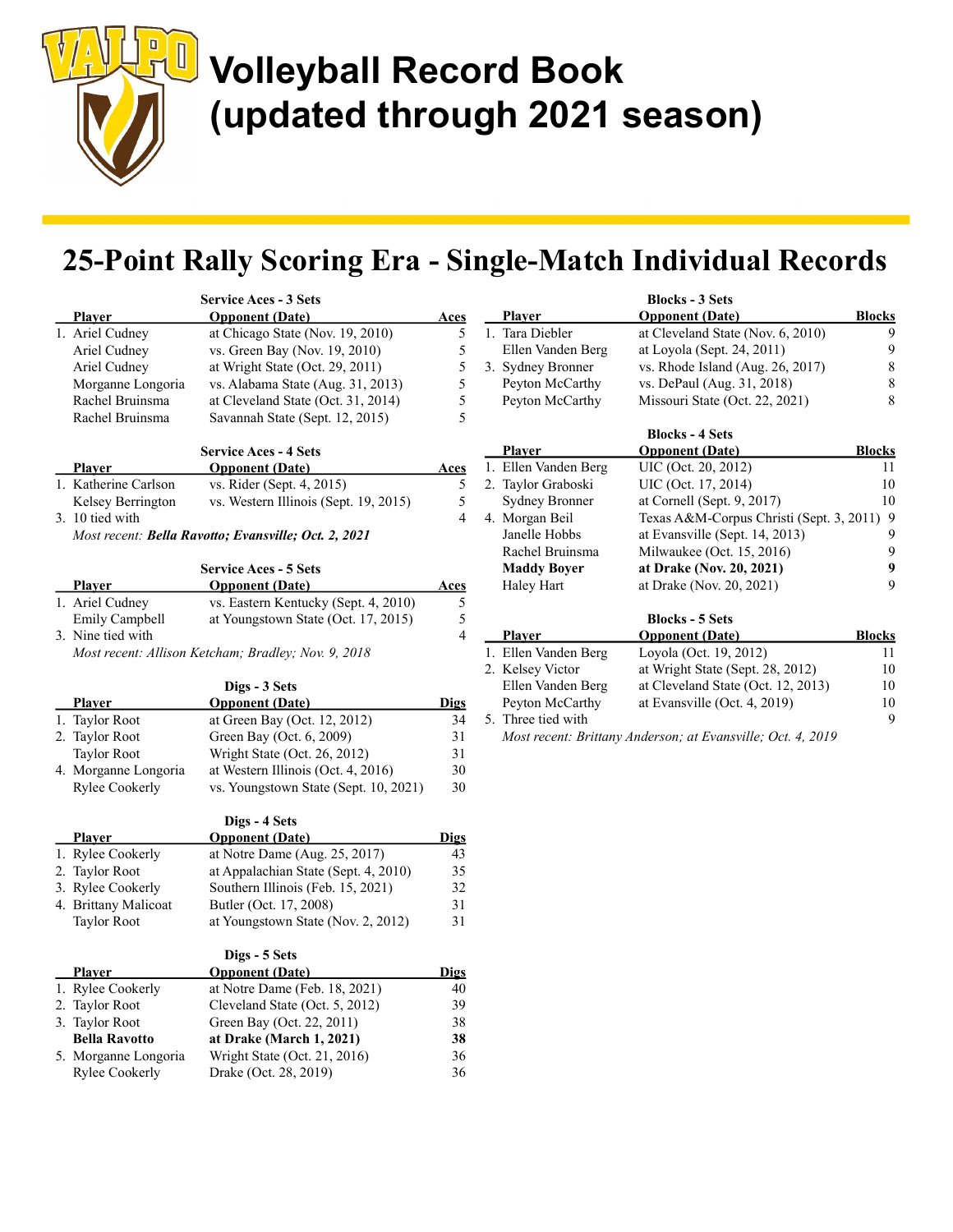# Volleyball Record Book (updated through 2021 season)

## 25-Point Rally Scoring Era - Single-Match Individual Records

### Service Aces - 3 Sets

| | Player | Opponent (Date) | Aces |
|---|---|---|---|
| 1. | Ariel Cudney | at Chicago State (Nov. 19, 2010) | 5 |
| | Ariel Cudney | vs. Green Bay (Nov. 19, 2010) | 5 |
| | Ariel Cudney | at Wright State (Oct. 29, 2011) | 5 |
| | Morganne Longoria | vs. Alabama State (Aug. 31, 2013) | 5 |
| | Rachel Bruinsma | at Cleveland State (Oct. 31, 2014) | 5 |
| | Rachel Bruinsma | Savannah State (Sept. 12, 2015) | 5 |

### Service Aces - 4 Sets

| | Player | Opponent (Date) | Aces |
|---|---|---|---|
| 1. | Katherine Carlson | vs. Rider (Sept. 4, 2015) | 5 |
| | Kelsey Berrington | vs. Western Illinois (Sept. 19, 2015) | 5 |
| 3. | 10 tied with | | 4 |

*Most recent: **Bella Ravotto; Evansville; Oct. 2, 2021***

### Service Aces - 5 Sets

| | Player | Opponent (Date) | Aces |
|---|---|---|---|
| 1. | Ariel Cudney | vs. Eastern Kentucky (Sept. 4, 2010) | 5 |
| | Emily Campbell | at Youngstown State (Oct. 17, 2015) | 5 |
| 3. | Nine tied with | | 4 |

*Most recent: Allison Ketcham; Bradley; Nov. 9, 2018*

### Digs - 3 Sets

| | Player | Opponent (Date) | Digs |
|---|---|---|---|
| 1. | Taylor Root | at Green Bay (Oct. 12, 2012) | 34 |
| 2. | Taylor Root | Green Bay (Oct. 6, 2009) | 31 |
| | Taylor Root | Wright State (Oct. 26, 2012) | 31 |
| 4. | Morganne Longoria | at Western Illinois (Oct. 4, 2016) | 30 |
| | Rylee Cookerly | vs. Youngstown State (Sept. 10, 2021) | 30 |

### Digs - 4 Sets

| | Player | Opponent (Date) | Digs |
|---|---|---|---|
| 1. | Rylee Cookerly | at Notre Dame (Aug. 25, 2017) | 43 |
| 2. | Taylor Root | at Appalachian State (Sept. 4, 2010) | 35 |
| 3. | Rylee Cookerly | Southern Illinois (Feb. 15, 2021) | 32 |
| 4. | Brittany Malicoat | Butler (Oct. 17, 2008) | 31 |
| | Taylor Root | at Youngstown State (Nov. 2, 2012) | 31 |

### Digs - 5 Sets

| | Player | Opponent (Date) | Digs |
|---|---|---|---|
| 1. | Rylee Cookerly | at Notre Dame (Feb. 18, 2021) | 40 |
| 2. | Taylor Root | Cleveland State (Oct. 5, 2012) | 39 |
| 3. | Taylor Root | Green Bay (Oct. 22, 2011) | 38 |
| | **Bella Ravotto** | **at Drake (March 1, 2021)** | **38** |
| 5. | Morganne Longoria | Wright State (Oct. 21, 2016) | 36 |
| | Rylee Cookerly | Drake (Oct. 28, 2019) | 36 |

### Blocks - 3 Sets

| | Player | Opponent (Date) | Blocks |
|---|---|---|---|
| 1. | Tara Diebler | at Cleveland State (Nov. 6, 2010) | 9 |
| | Ellen Vanden Berg | at Loyola (Sept. 24, 2011) | 9 |
| 3. | Sydney Bronner | vs. Rhode Island (Aug. 26, 2017) | 8 |
| | Peyton McCarthy | vs. DePaul (Aug. 31, 2018) | 8 |
| | Peyton McCarthy | Missouri State (Oct. 22, 2021) | 8 |

### Blocks - 4 Sets

| | Player | Opponent (Date) | Blocks |
|---|---|---|---|
| 1. | Ellen Vanden Berg | UIC (Oct. 20, 2012) | 11 |
| 2. | Taylor Graboski | UIC (Oct. 17, 2014) | 10 |
| | Sydney Bronner | at Cornell (Sept. 9, 2017) | 10 |
| 4. | Morgan Beil | Texas A&M-Corpus Christi (Sept. 3, 2011) | 9 |
| | Janelle Hobbs | at Evansville (Sept. 14, 2013) | 9 |
| | Rachel Bruinsma | Milwaukee (Oct. 15, 2016) | 9 |
| | **Maddy Boyer** | **at Drake (Nov. 20, 2021)** | **9** |
| | Haley Hart | at Drake (Nov. 20, 2021) | 9 |

### Blocks - 5 Sets

| | Player | Opponent (Date) | Blocks |
|---|---|---|---|
| 1. | Ellen Vanden Berg | Loyola (Oct. 19, 2012) | 11 |
| 2. | Kelsey Victor | at Wright State (Sept. 28, 2012) | 10 |
| | Ellen Vanden Berg | at Cleveland State (Oct. 12, 2013) | 10 |
| | Peyton McCarthy | at Evansville (Oct. 4, 2019) | 10 |
| 5. | Three tied with | | 9 |

*Most recent: Brittany Anderson; at Evansville; Oct. 4, 2019*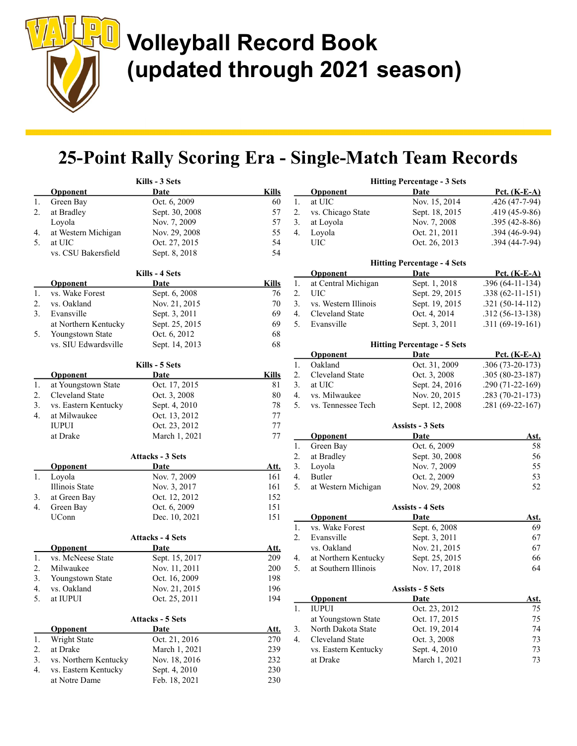# Volleyball Record Book (updated through 2021 season)

## 25-Point Rally Scoring Era - Single-Match Team Records

### Kills - 3 Sets

| | Opponent | Date | Kills |
|---|---|---|---|
| 1. | Green Bay | Oct. 6, 2009 | 60 |
| 2. | at Bradley | Sept. 30, 2008 | 57 |
| | Loyola | Nov. 7, 2009 | 57 |
| 4. | at Western Michigan | Nov. 29, 2008 | 55 |
| 5. | at UIC | Oct. 27, 2015 | 54 |
| | vs. CSU Bakersfield | Sept. 8, 2018 | 54 |

### Kills - 4 Sets

| | Opponent | Date | Kills |
|---|---|---|---|
| 1. | vs. Wake Forest | Sept. 6, 2008 | 76 |
| 2. | vs. Oakland | Nov. 21, 2015 | 70 |
| 3. | Evansville | Sept. 3, 2011 | 69 |
| | at Northern Kentucky | Sept. 25, 2015 | 69 |
| 5. | Youngstown State | Oct. 6, 2012 | 68 |
| | vs. SIU Edwardsville | Sept. 14, 2013 | 68 |

### Kills - 5 Sets

| | Opponent | Date | Kills |
|---|---|---|---|
| 1. | at Youngstown State | Oct. 17, 2015 | 81 |
| 2. | Cleveland State | Oct. 3, 2008 | 80 |
| 3. | vs. Eastern Kentucky | Sept. 4, 2010 | 78 |
| 4. | at Milwaukee | Oct. 13, 2012 | 77 |
| | IUPUI | Oct. 23, 2012 | 77 |
| | at Drake | March 1, 2021 | 77 |

### Attacks - 3 Sets

| | Opponent | Date | Att. |
|---|---|---|---|
| 1. | Loyola | Nov. 7, 2009 | 161 |
| | Illinois State | Nov. 3, 2017 | 161 |
| 3. | at Green Bay | Oct. 12, 2012 | 152 |
| 4. | Green Bay | Oct. 6, 2009 | 151 |
| | UConn | Dec. 10, 2021 | 151 |

### Attacks - 4 Sets

| | Opponent | Date | Att. |
|---|---|---|---|
| 1. | vs. McNeese State | Sept. 15, 2017 | 209 |
| 2. | Milwaukee | Nov. 11, 2011 | 200 |
| 3. | Youngstown State | Oct. 16, 2009 | 198 |
| 4. | vs. Oakland | Nov. 21, 2015 | 196 |
| 5. | at IUPUI | Oct. 25, 2011 | 194 |

### Attacks - 5 Sets

| | Opponent | Date | Att. |
|---|---|---|---|
| 1. | Wright State | Oct. 21, 2016 | 270 |
| 2. | at Drake | March 1, 2021 | 239 |
| 3. | vs. Northern Kentucky | Nov. 18, 2016 | 232 |
| 4. | vs. Eastern Kentucky | Sept. 4, 2010 | 230 |
| | at Notre Dame | Feb. 18, 2021 | 230 |

### Hitting Percentage - 3 Sets

| | Opponent | Date | Pct. (K-E-A) |
|---|---|---|---|
| 1. | at UIC | Nov. 15, 2014 | .426 (47-7-94) |
| 2. | vs. Chicago State | Sept. 18, 2015 | .419 (45-9-86) |
| 3. | at Loyola | Nov. 7, 2008 | .395 (42-8-86) |
| 4. | Loyola | Oct. 21, 2011 | .394 (46-9-94) |
| | UIC | Oct. 26, 2013 | .394 (44-7-94) |

### Hitting Percentage - 4 Sets

| | Opponent | Date | Pct. (K-E-A) |
|---|---|---|---|
| 1. | at Central Michigan | Sept. 1, 2018 | .396 (64-11-134) |
| 2. | UIC | Sept. 29, 2015 | .338 (62-11-151) |
| 3. | vs. Western Illinois | Sept. 19, 2015 | .321 (50-14-112) |
| 4. | Cleveland State | Oct. 4, 2014 | .312 (56-13-138) |
| 5. | Evansville | Sept. 3, 2011 | .311 (69-19-161) |

### Hitting Percentage - 5 Sets

| | Opponent | Date | Pct. (K-E-A) |
|---|---|---|---|
| 1. | Oakland | Oct. 31, 2009 | .306 (73-20-173) |
| 2. | Cleveland State | Oct. 3, 2008 | .305 (80-23-187) |
| 3. | at UIC | Sept. 24, 2016 | .290 (71-22-169) |
| 4. | vs. Milwaukee | Nov. 20, 2015 | .283 (70-21-173) |
| 5. | vs. Tennessee Tech | Sept. 12, 2008 | .281 (69-22-167) |

### Assists - 3 Sets

| | Opponent | Date | Ast. |
|---|---|---|---|
| 1. | Green Bay | Oct. 6, 2009 | 58 |
| 2. | at Bradley | Sept. 30, 2008 | 56 |
| 3. | Loyola | Nov. 7, 2009 | 55 |
| 4. | Butler | Oct. 2, 2009 | 53 |
| 5. | at Western Michigan | Nov. 29, 2008 | 52 |

### Assists - 4 Sets

| | Opponent | Date | Ast. |
|---|---|---|---|
| 1. | vs. Wake Forest | Sept. 6, 2008 | 69 |
| 2. | Evansville | Sept. 3, 2011 | 67 |
| | vs. Oakland | Nov. 21, 2015 | 67 |
| 4. | at Northern Kentucky | Sept. 25, 2015 | 66 |
| 5. | at Southern Illinois | Nov. 17, 2018 | 64 |

### Assists - 5 Sets

| | Opponent | Date | Ast. |
|---|---|---|---|
| 1. | IUPUI | Oct. 23, 2012 | 75 |
| | at Youngstown State | Oct. 17, 2015 | 75 |
| 3. | North Dakota State | Oct. 19, 2014 | 74 |
| 4. | Cleveland State | Oct. 3, 2008 | 73 |
| | vs. Eastern Kentucky | Sept. 4, 2010 | 73 |
| | at Drake | March 1, 2021 | 73 |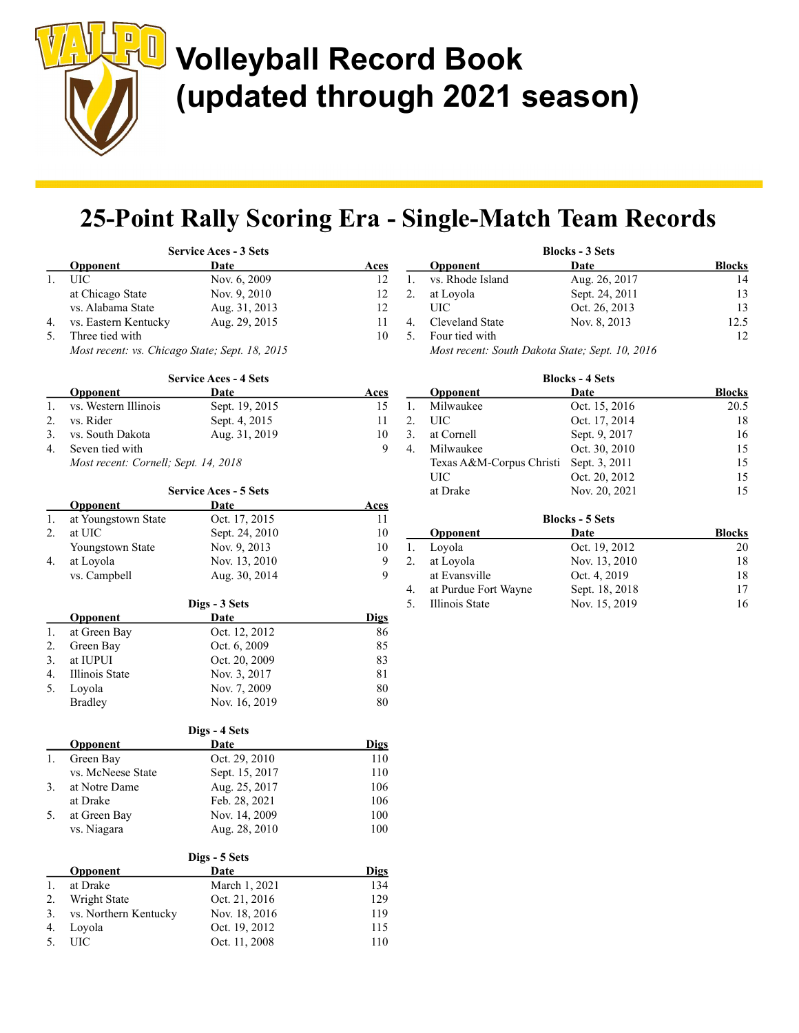# Volleyball Record Book (updated through 2021 season)

## 25-Point Rally Scoring Era - Single-Match Team Records

### Service Aces - 3 Sets

| | Opponent | Date | Aces |
|---|---|---|---|
| 1. | UIC | Nov. 6, 2009 | 12 |
| | at Chicago State | Nov. 9, 2010 | 12 |
| | vs. Alabama State | Aug. 31, 2013 | 12 |
| 4. | vs. Eastern Kentucky | Aug. 29, 2015 | 11 |
| 5. | Three tied with | | 10 |

*Most recent: vs. Chicago State; Sept. 18, 2015*

### Service Aces - 4 Sets

| | Opponent | Date | Aces |
|---|---|---|---|
| 1. | vs. Western Illinois | Sept. 19, 2015 | 15 |
| 2. | vs. Rider | Sept. 4, 2015 | 11 |
| 3. | vs. South Dakota | Aug. 31, 2019 | 10 |
| 4. | Seven tied with | | 9 |

*Most recent: Cornell; Sept. 14, 2018*

### Service Aces - 5 Sets

| | Opponent | Date | Aces |
|---|---|---|---|
| 1. | at Youngstown State | Oct. 17, 2015 | 11 |
| 2. | at UIC | Sept. 24, 2010 | 10 |
| | Youngstown State | Nov. 9, 2013 | 10 |
| 4. | at Loyola | Nov. 13, 2010 | 9 |
| | vs. Campbell | Aug. 30, 2014 | 9 |

### Digs - 3 Sets

| | Opponent | Date | Digs |
|---|---|---|---|
| 1. | at Green Bay | Oct. 12, 2012 | 86 |
| 2. | Green Bay | Oct. 6, 2009 | 85 |
| 3. | at IUPUI | Oct. 20, 2009 | 83 |
| 4. | Illinois State | Nov. 3, 2017 | 81 |
| 5. | Loyola | Nov. 7, 2009 | 80 |
| | Bradley | Nov. 16, 2019 | 80 |

### Digs - 4 Sets

| | Opponent | Date | Digs |
|---|---|---|---|
| 1. | Green Bay | Oct. 29, 2010 | 110 |
| | vs. McNeese State | Sept. 15, 2017 | 110 |
| 3. | at Notre Dame | Aug. 25, 2017 | 106 |
| | at Drake | Feb. 28, 2021 | 106 |
| 5. | at Green Bay | Nov. 14, 2009 | 100 |
| | vs. Niagara | Aug. 28, 2010 | 100 |

### Digs - 5 Sets

| | Opponent | Date | Digs |
|---|---|---|---|
| 1. | at Drake | March 1, 2021 | 134 |
| 2. | Wright State | Oct. 21, 2016 | 129 |
| 3. | vs. Northern Kentucky | Nov. 18, 2016 | 119 |
| 4. | Loyola | Oct. 19, 2012 | 115 |
| 5. | UIC | Oct. 11, 2008 | 110 |

### Blocks - 3 Sets

| | Opponent | Date | Blocks |
|---|---|---|---|
| 1. | vs. Rhode Island | Aug. 26, 2017 | 14 |
| 2. | at Loyola | Sept. 24, 2011 | 13 |
| | UIC | Oct. 26, 2013 | 13 |
| 4. | Cleveland State | Nov. 8, 2013 | 12.5 |
| 5. | Four tied with | | 12 |

*Most recent: South Dakota State; Sept. 10, 2016*

### Blocks - 4 Sets

| | Opponent | Date | Blocks |
|---|---|---|---|
| 1. | Milwaukee | Oct. 15, 2016 | 20.5 |
| 2. | UIC | Oct. 17, 2014 | 18 |
| 3. | at Cornell | Sept. 9, 2017 | 16 |
| 4. | Milwaukee | Oct. 30, 2010 | 15 |
| | Texas A&M-Corpus Christi | Sept. 3, 2011 | 15 |
| | UIC | Oct. 20, 2012 | 15 |
| | at Drake | Nov. 20, 2021 | 15 |

### Blocks - 5 Sets

| | Opponent | Date | Blocks |
|---|---|---|---|
| 1. | Loyola | Oct. 19, 2012 | 20 |
| 2. | at Loyola | Nov. 13, 2010 | 18 |
| | at Evansville | Oct. 4, 2019 | 18 |
| 4. | at Purdue Fort Wayne | Sept. 18, 2018 | 17 |
| 5. | Illinois State | Nov. 15, 2019 | 16 |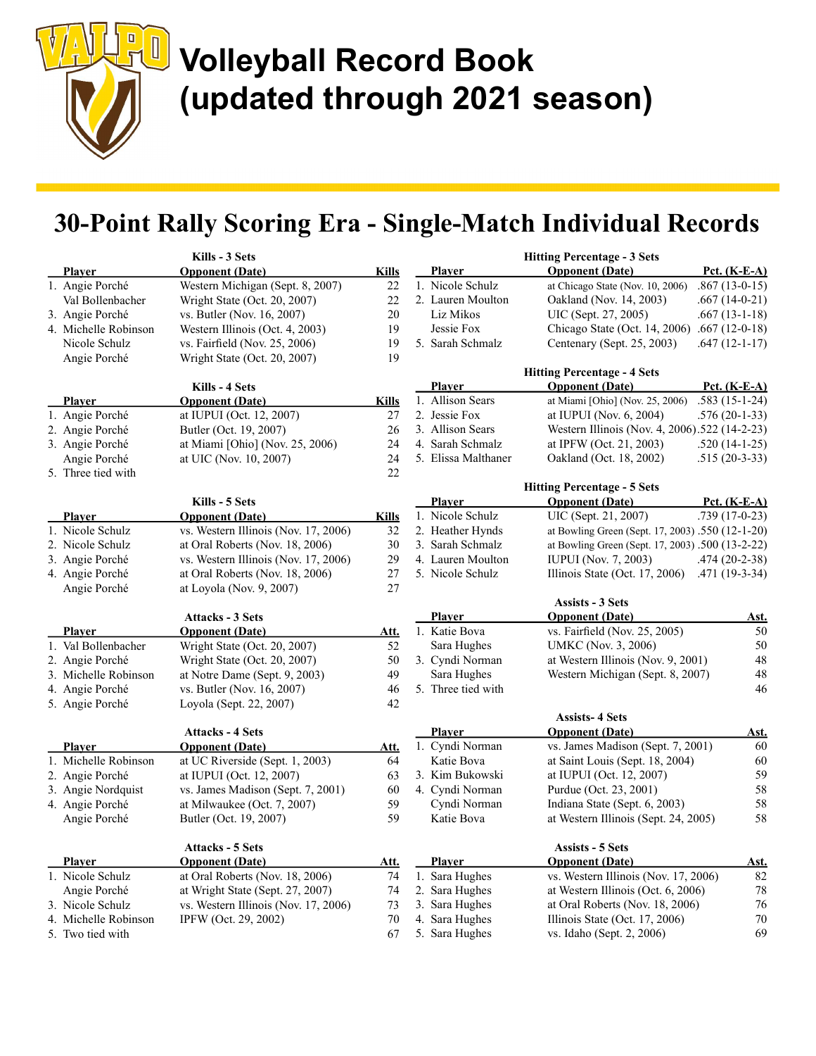# Volleyball Record Book (updated through 2021 season)

## 30-Point Rally Scoring Era - Single-Match Individual Records

### Kills - 3 Sets

| | Player | Opponent (Date) | Kills |
|---|---|---|---|
| 1. | Angie Porché | Western Michigan (Sept. 8, 2007) | 22 |
| | Val Bollenbacher | Wright State (Oct. 20, 2007) | 22 |
| 3. | Angie Porché | vs. Butler (Nov. 16, 2007) | 20 |
| 4. | Michelle Robinson | Western Illinois (Oct. 4, 2003) | 19 |
| | Nicole Schulz | vs. Fairfield (Nov. 25, 2006) | 19 |
| | Angie Porché | Wright State (Oct. 20, 2007) | 19 |

### Kills - 4 Sets

| | Player | Opponent (Date) | Kills |
|---|---|---|---|
| 1. | Angie Porché | at IUPUI (Oct. 12, 2007) | 27 |
| 2. | Angie Porché | Butler (Oct. 19, 2007) | 26 |
| 3. | Angie Porché | at Miami [Ohio] (Nov. 25, 2006) | 24 |
| | Angie Porché | at UIC (Nov. 10, 2007) | 24 |
| 5. | Three tied with | | 22 |

### Kills - 5 Sets

| | Player | Opponent (Date) | Kills |
|---|---|---|---|
| 1. | Nicole Schulz | vs. Western Illinois (Nov. 17, 2006) | 32 |
| 2. | Nicole Schulz | at Oral Roberts (Nov. 18, 2006) | 30 |
| 3. | Angie Porché | vs. Western Illinois (Nov. 17, 2006) | 29 |
| 4. | Angie Porché | at Oral Roberts (Nov. 18, 2006) | 27 |
| | Angie Porché | at Loyola (Nov. 9, 2007) | 27 |

### Attacks - 3 Sets

| | Player | Opponent (Date) | Att. |
|---|---|---|---|
| 1. | Val Bollenbacher | Wright State (Oct. 20, 2007) | 52 |
| 2. | Angie Porché | Wright State (Oct. 20, 2007) | 50 |
| 3. | Michelle Robinson | at Notre Dame (Sept. 9, 2003) | 49 |
| 4. | Angie Porché | vs. Butler (Nov. 16, 2007) | 46 |
| 5. | Angie Porché | Loyola (Sept. 22, 2007) | 42 |

### Attacks - 4 Sets

| | Player | Opponent (Date) | Att. |
|---|---|---|---|
| 1. | Michelle Robinson | at UC Riverside (Sept. 1, 2003) | 64 |
| 2. | Angie Porché | at IUPUI (Oct. 12, 2007) | 63 |
| 3. | Angie Nordquist | vs. James Madison (Sept. 7, 2001) | 60 |
| 4. | Angie Porché | at Milwaukee (Oct. 7, 2007) | 59 |
| | Angie Porché | Butler (Oct. 19, 2007) | 59 |

### Attacks - 5 Sets

| | Player | Opponent (Date) | Att. |
|---|---|---|---|
| 1. | Nicole Schulz | at Oral Roberts (Nov. 18, 2006) | 74 |
| | Angie Porché | at Wright State (Sept. 27, 2007) | 74 |
| 3. | Nicole Schulz | vs. Western Illinois (Nov. 17, 2006) | 73 |
| 4. | Michelle Robinson | IPFW (Oct. 29, 2002) | 70 |
| 5. | Two tied with | | 67 |

### Hitting Percentage - 3 Sets

| | Player | Opponent (Date) | Pct. (K-E-A) |
|---|---|---|---|
| 1. | Nicole Schulz | at Chicago State (Nov. 10, 2006) | .867 (13-0-15) |
| 2. | Lauren Moulton | Oakland (Nov. 14, 2003) | .667 (14-0-21) |
| | Liz Mikos | UIC (Sept. 27, 2005) | .667 (13-1-18) |
| | Jessie Fox | Chicago State (Oct. 14, 2006) | .667 (12-0-18) |
| 5. | Sarah Schmalz | Centenary (Sept. 25, 2003) | .647 (12-1-17) |

### Hitting Percentage - 4 Sets

| | Player | Opponent (Date) | Pct. (K-E-A) |
|---|---|---|---|
| 1. | Allison Sears | at Miami [Ohio] (Nov. 25, 2006) | .583 (15-1-24) |
| 2. | Jessie Fox | at IUPUI (Nov. 6, 2004) | .576 (20-1-33) |
| 3. | Allison Sears | Western Illinois (Nov. 4, 2006) | .522 (14-2-23) |
| 4. | Sarah Schmalz | at IPFW (Oct. 21, 2003) | .520 (14-1-25) |
| 5. | Elissa Malthaner | Oakland (Oct. 18, 2002) | .515 (20-3-33) |

### Hitting Percentage - 5 Sets

| | Player | Opponent (Date) | Pct. (K-E-A) |
|---|---|---|---|
| 1. | Nicole Schulz | UIC (Sept. 21, 2007) | .739 (17-0-23) |
| 2. | Heather Hynds | at Bowling Green (Sept. 17, 2003) | .550 (12-1-20) |
| 3. | Sarah Schmalz | at Bowling Green (Sept. 17, 2003) | .500 (13-2-22) |
| 4. | Lauren Moulton | IUPUI (Nov. 7, 2003) | .474 (20-2-38) |
| 5. | Nicole Schulz | Illinois State (Oct. 17, 2006) | .471 (19-3-34) |

### Assists - 3 Sets

| | Player | Opponent (Date) | Ast. |
|---|---|---|---|
| 1. | Katie Bova | vs. Fairfield (Nov. 25, 2005) | 50 |
| | Sara Hughes | UMKC (Nov. 3, 2006) | 50 |
| 3. | Cyndi Norman | at Western Illinois (Nov. 9, 2001) | 48 |
| | Sara Hughes | Western Michigan (Sept. 8, 2007) | 48 |
| 5. | Three tied with | | 46 |

### Assists- 4 Sets

| | Player | Opponent (Date) | Ast. |
|---|---|---|---|
| 1. | Cyndi Norman | vs. James Madison (Sept. 7, 2001) | 60 |
| | Katie Bova | at Saint Louis (Sept. 18, 2004) | 60 |
| 3. | Kim Bukowski | at IUPUI (Oct. 12, 2007) | 59 |
| 4. | Cyndi Norman | Purdue (Oct. 23, 2001) | 58 |
| | Cyndi Norman | Indiana State (Sept. 6, 2003) | 58 |
| | Katie Bova | at Western Illinois (Sept. 24, 2005) | 58 |

### Assists - 5 Sets

| | Player | Opponent (Date) | Ast. |
|---|---|---|---|
| 1. | Sara Hughes | vs. Western Illinois (Nov. 17, 2006) | 82 |
| 2. | Sara Hughes | at Western Illinois (Oct. 6, 2006) | 78 |
| 3. | Sara Hughes | at Oral Roberts (Nov. 18, 2006) | 76 |
| 4. | Sara Hughes | Illinois State (Oct. 17, 2006) | 70 |
| 5. | Sara Hughes | vs. Idaho (Sept. 2, 2006) | 69 |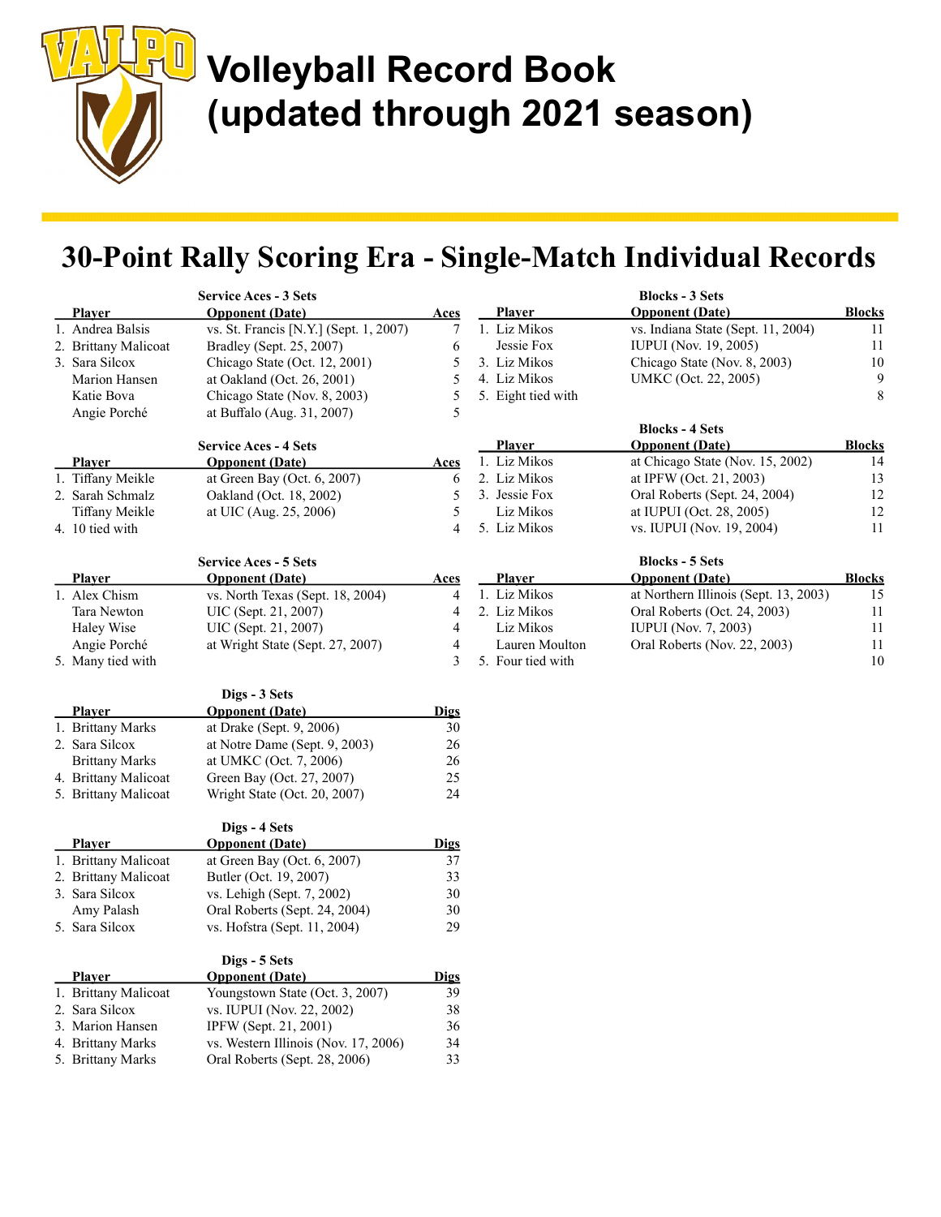# Volleyball Record Book (updated through 2021 season)

## 30-Point Rally Scoring Era - Single-Match Individual Records

### Service Aces - 3 Sets

| | Player | Opponent (Date) | Aces |
|---|---|---|---|
| 1. | Andrea Balsis | vs. St. Francis [N.Y.] (Sept. 1, 2007) | 7 |
| 2. | Brittany Malicoat | Bradley (Sept. 25, 2007) | 6 |
| 3. | Sara Silcox | Chicago State (Oct. 12, 2001) | 5 |
| | Marion Hansen | at Oakland (Oct. 26, 2001) | 5 |
| | Katie Bova | Chicago State (Nov. 8, 2003) | 5 |
| | Angie Porché | at Buffalo (Aug. 31, 2007) | 5 |

### Service Aces - 4 Sets

| | Player | Opponent (Date) | Aces |
|---|---|---|---|
| 1. | Tiffany Meikle | at Green Bay (Oct. 6, 2007) | 6 |
| 2. | Sarah Schmalz | Oakland (Oct. 18, 2002) | 5 |
| | Tiffany Meikle | at UIC (Aug. 25, 2006) | 5 |
| 4. | 10 tied with | | 4 |

### Service Aces - 5 Sets

| | Player | Opponent (Date) | Aces |
|---|---|---|---|
| 1. | Alex Chism | vs. North Texas (Sept. 18, 2004) | 4 |
| | Tara Newton | UIC (Sept. 21, 2007) | 4 |
| | Haley Wise | UIC (Sept. 21, 2007) | 4 |
| | Angie Porché | at Wright State (Sept. 27, 2007) | 4 |
| 5. | Many tied with | | 3 |

### Digs - 3 Sets

| | Player | Opponent (Date) | Digs |
|---|---|---|---|
| 1. | Brittany Marks | at Drake (Sept. 9, 2006) | 30 |
| 2. | Sara Silcox | at Notre Dame (Sept. 9, 2003) | 26 |
| | Brittany Marks | at UMKC (Oct. 7, 2006) | 26 |
| 4. | Brittany Malicoat | Green Bay (Oct. 27, 2007) | 25 |
| 5. | Brittany Malicoat | Wright State (Oct. 20, 2007) | 24 |

### Digs - 4 Sets

| | Player | Opponent (Date) | Digs |
|---|---|---|---|
| 1. | Brittany Malicoat | at Green Bay (Oct. 6, 2007) | 37 |
| 2. | Brittany Malicoat | Butler (Oct. 19, 2007) | 33 |
| 3. | Sara Silcox | vs. Lehigh (Sept. 7, 2002) | 30 |
| | Amy Palash | Oral Roberts (Sept. 24, 2004) | 30 |
| 5. | Sara Silcox | vs. Hofstra (Sept. 11, 2004) | 29 |

### Digs - 5 Sets

| | Player | Opponent (Date) | Digs |
|---|---|---|---|
| 1. | Brittany Malicoat | Youngstown State (Oct. 3, 2007) | 39 |
| 2. | Sara Silcox | vs. IUPUI (Nov. 22, 2002) | 38 |
| 3. | Marion Hansen | IPFW (Sept. 21, 2001) | 36 |
| 4. | Brittany Marks | vs. Western Illinois (Nov. 17, 2006) | 34 |
| 5. | Brittany Marks | Oral Roberts (Sept. 28, 2006) | 33 |

### Blocks - 3 Sets

| | Player | Opponent (Date) | Blocks |
|---|---|---|---|
| 1. | Liz Mikos | vs. Indiana State (Sept. 11, 2004) | 11 |
| | Jessie Fox | IUPUI (Nov. 19, 2005) | 11 |
| 3. | Liz Mikos | Chicago State (Nov. 8, 2003) | 10 |
| 4. | Liz Mikos | UMKC (Oct. 22, 2005) | 9 |
| 5. | Eight tied with | | 8 |

### Blocks - 4 Sets

| | Player | Opponent (Date) | Blocks |
|---|---|---|---|
| 1. | Liz Mikos | at Chicago State (Nov. 15, 2002) | 14 |
| 2. | Liz Mikos | at IPFW (Oct. 21, 2003) | 13 |
| 3. | Jessie Fox | Oral Roberts (Sept. 24, 2004) | 12 |
| | Liz Mikos | at IUPUI (Oct. 28, 2005) | 12 |
| 5. | Liz Mikos | vs. IUPUI (Nov. 19, 2004) | 11 |

### Blocks - 5 Sets

| | Player | Opponent (Date) | Blocks |
|---|---|---|---|
| 1. | Liz Mikos | at Northern Illinois (Sept. 13, 2003) | 15 |
| 2. | Liz Mikos | Oral Roberts (Oct. 24, 2003) | 11 |
| | Liz Mikos | IUPUI (Nov. 7, 2003) | 11 |
| | Lauren Moulton | Oral Roberts (Nov. 22, 2003) | 11 |
| 5. | Four tied with | | 10 |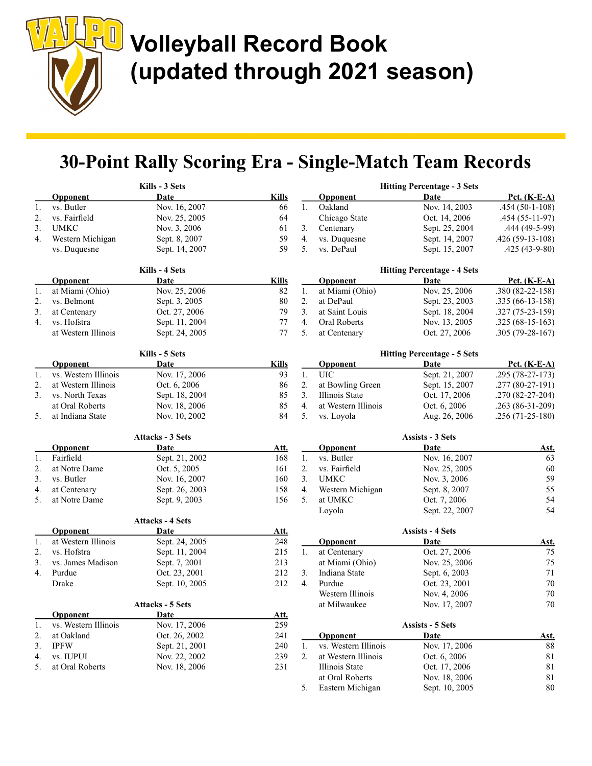# Volleyball Record Book (updated through 2021 season)

## 30-Point Rally Scoring Era - Single-Match Team Records

### Kills - 3 Sets

| | Opponent | Date | Kills |
|---|---|---|---|
| 1. | vs. Butler | Nov. 16, 2007 | 66 |
| 2. | vs. Fairfield | Nov. 25, 2005 | 64 |
| 3. | UMKC | Nov. 3, 2006 | 61 |
| 4. | Western Michigan | Sept. 8, 2007 | 59 |
| | vs. Duquesne | Sept. 14, 2007 | 59 |

### Kills - 4 Sets

| | Opponent | Date | Kills |
|---|---|---|---|
| 1. | at Miami (Ohio) | Nov. 25, 2006 | 82 |
| 2. | vs. Belmont | Sept. 3, 2005 | 80 |
| 3. | at Centenary | Oct. 27, 2006 | 79 |
| 4. | vs. Hofstra | Sept. 11, 2004 | 77 |
| | at Western Illinois | Sept. 24, 2005 | 77 |

### Kills - 5 Sets

| | Opponent | Date | Kills |
|---|---|---|---|
| 1. | vs. Western Illinois | Nov. 17, 2006 | 93 |
| 2. | at Western Illinois | Oct. 6, 2006 | 86 |
| 3. | vs. North Texas | Sept. 18, 2004 | 85 |
| | at Oral Roberts | Nov. 18, 2006 | 85 |
| 5. | at Indiana State | Nov. 10, 2002 | 84 |

### Attacks - 3 Sets

| | Opponent | Date | Att. |
|---|---|---|---|
| 1. | Fairfield | Sept. 21, 2002 | 168 |
| 2. | at Notre Dame | Oct. 5, 2005 | 161 |
| 3. | vs. Butler | Nov. 16, 2007 | 160 |
| 4. | at Centenary | Sept. 26, 2003 | 158 |
| 5. | at Notre Dame | Sept. 9, 2003 | 156 |

### Attacks - 4 Sets

| | Opponent | Date | Att. |
|---|---|---|---|
| 1. | at Western Illinois | Sept. 24, 2005 | 248 |
| 2. | vs. Hofstra | Sept. 11, 2004 | 215 |
| 3. | vs. James Madison | Sept. 7, 2001 | 213 |
| 4. | Purdue | Oct. 23, 2001 | 212 |
| | Drake | Sept. 10, 2005 | 212 |

### Attacks - 5 Sets

| | Opponent | Date | Att. |
|---|---|---|---|
| 1. | vs. Western Illinois | Nov. 17, 2006 | 259 |
| 2. | at Oakland | Oct. 26, 2002 | 241 |
| 3. | IPFW | Sept. 21, 2001 | 240 |
| 4. | vs. IUPUI | Nov. 22, 2002 | 239 |
| 5. | at Oral Roberts | Nov. 18, 2006 | 231 |

### Hitting Percentage - 3 Sets

| | Opponent | Date | Pct. (K-E-A) |
|---|---|---|---|
| 1. | Oakland | Nov. 14, 2003 | .454 (50-1-108) |
| | Chicago State | Oct. 14, 2006 | .454 (55-11-97) |
| 3. | Centenary | Sept. 25, 2004 | .444 (49-5-99) |
| 4. | vs. Duquesne | Sept. 14, 2007 | .426 (59-13-108) |
| 5. | vs. DePaul | Sept. 15, 2007 | .425 (43-9-80) |

### Hitting Percentage - 4 Sets

| | Opponent | Date | Pct. (K-E-A) |
|---|---|---|---|
| 1. | at Miami (Ohio) | Nov. 25, 2006 | .380 (82-22-158) |
| 2. | at DePaul | Sept. 23, 2003 | .335 (66-13-158) |
| 3. | at Saint Louis | Sept. 18, 2004 | .327 (75-23-159) |
| 4. | Oral Roberts | Nov. 13, 2005 | .325 (68-15-163) |
| 5. | at Centenary | Oct. 27, 2006 | .305 (79-28-167) |

### Hitting Percentage - 5 Sets

| | Opponent | Date | Pct. (K-E-A) |
|---|---|---|---|
| 1. | UIC | Sept. 21, 2007 | .295 (78-27-173) |
| 2. | at Bowling Green | Sept. 15, 2007 | .277 (80-27-191) |
| 3. | Illinois State | Oct. 17, 2006 | .270 (82-27-204) |
| 4. | at Western Illinois | Oct. 6, 2006 | .263 (86-31-209) |
| 5. | vs. Loyola | Aug. 26, 2006 | .256 (71-25-180) |

### Assists - 3 Sets

| | Opponent | Date | Ast. |
|---|---|---|---|
| 1. | vs. Butler | Nov. 16, 2007 | 63 |
| 2. | vs. Fairfield | Nov. 25, 2005 | 60 |
| 3. | UMKC | Nov. 3, 2006 | 59 |
| 4. | Western Michigan | Sept. 8, 2007 | 55 |
| 5. | at UMKC | Oct. 7, 2006 | 54 |
| | Loyola | Sept. 22, 2007 | 54 |

### Assists - 4 Sets

| | Opponent | Date | Ast. |
|---|---|---|---|
| 1. | at Centenary | Oct. 27, 2006 | 75 |
| | at Miami (Ohio) | Nov. 25, 2006 | 75 |
| 3. | Indiana State | Sept. 6, 2003 | 71 |
| 4. | Purdue | Oct. 23, 2001 | 70 |
| | Western Illinois | Nov. 4, 2006 | 70 |
| | at Milwaukee | Nov. 17, 2007 | 70 |

### Assists - 5 Sets

| | Opponent | Date | Ast. |
|---|---|---|---|
| 1. | vs. Western Illinois | Nov. 17, 2006 | 88 |
| 2. | at Western Illinois | Oct. 6, 2006 | 81 |
| | Illinois State | Oct. 17, 2006 | 81 |
| | at Oral Roberts | Nov. 18, 2006 | 81 |
| 5. | Eastern Michigan | Sept. 10, 2005 | 80 |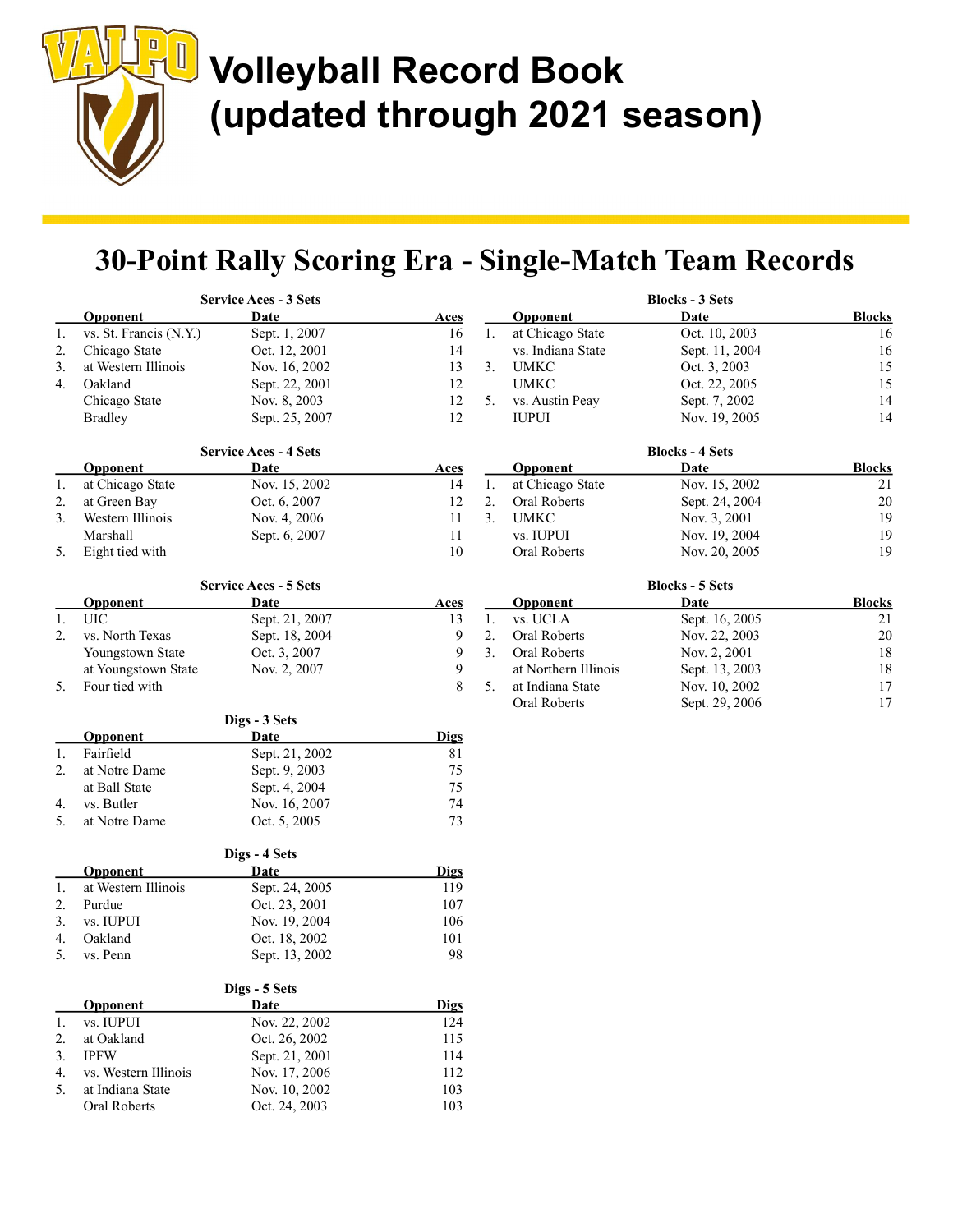# Volleyball Record Book (updated through 2021 season)

## 30-Point Rally Scoring Era - Single-Match Team Records

### Service Aces - 3 Sets

| | Opponent | Date | Aces |
|---|---|---|---|
| 1. | vs. St. Francis (N.Y.) | Sept. 1, 2007 | 16 |
| 2. | Chicago State | Oct. 12, 2001 | 14 |
| 3. | at Western Illinois | Nov. 16, 2002 | 13 |
| 4. | Oakland | Sept. 22, 2001 | 12 |
| | Chicago State | Nov. 8, 2003 | 12 |
| | Bradley | Sept. 25, 2007 | 12 |

### Service Aces - 4 Sets

| | Opponent | Date | Aces |
|---|---|---|---|
| 1. | at Chicago State | Nov. 15, 2002 | 14 |
| 2. | at Green Bay | Oct. 6, 2007 | 12 |
| 3. | Western Illinois | Nov. 4, 2006 | 11 |
| | Marshall | Sept. 6, 2007 | 11 |
| 5. | Eight tied with | | 10 |

### Service Aces - 5 Sets

| | Opponent | Date | Aces |
|---|---|---|---|
| 1. | UIC | Sept. 21, 2007 | 13 |
| 2. | vs. North Texas | Sept. 18, 2004 | 9 |
| | Youngstown State | Oct. 3, 2007 | 9 |
| | at Youngstown State | Nov. 2, 2007 | 9 |
| 5. | Four tied with | | 8 |

### Digs - 3 Sets

| | Opponent | Date | Digs |
|---|---|---|---|
| 1. | Fairfield | Sept. 21, 2002 | 81 |
| 2. | at Notre Dame | Sept. 9, 2003 | 75 |
| | at Ball State | Sept. 4, 2004 | 75 |
| 4. | vs. Butler | Nov. 16, 2007 | 74 |
| 5. | at Notre Dame | Oct. 5, 2005 | 73 |

### Digs - 4 Sets

| | Opponent | Date | Digs |
|---|---|---|---|
| 1. | at Western Illinois | Sept. 24, 2005 | 119 |
| 2. | Purdue | Oct. 23, 2001 | 107 |
| 3. | vs. IUPUI | Nov. 19, 2004 | 106 |
| 4. | Oakland | Oct. 18, 2002 | 101 |
| 5. | vs. Penn | Sept. 13, 2002 | 98 |

### Digs - 5 Sets

| | Opponent | Date | Digs |
|---|---|---|---|
| 1. | vs. IUPUI | Nov. 22, 2002 | 124 |
| 2. | at Oakland | Oct. 26, 2002 | 115 |
| 3. | IPFW | Sept. 21, 2001 | 114 |
| 4. | vs. Western Illinois | Nov. 17, 2006 | 112 |
| 5. | at Indiana State | Nov. 10, 2002 | 103 |
| | Oral Roberts | Oct. 24, 2003 | 103 |

### Blocks - 3 Sets

| | Opponent | Date | Blocks |
|---|---|---|---|
| 1. | at Chicago State | Oct. 10, 2003 | 16 |
| | vs. Indiana State | Sept. 11, 2004 | 16 |
| 3. | UMKC | Oct. 3, 2003 | 15 |
| | UMKC | Oct. 22, 2005 | 15 |
| 5. | vs. Austin Peay | Sept. 7, 2002 | 14 |
| | IUPUI | Nov. 19, 2005 | 14 |

### Blocks - 4 Sets

| | Opponent | Date | Blocks |
|---|---|---|---|
| 1. | at Chicago State | Nov. 15, 2002 | 21 |
| 2. | Oral Roberts | Sept. 24, 2004 | 20 |
| 3. | UMKC | Nov. 3, 2001 | 19 |
| | vs. IUPUI | Nov. 19, 2004 | 19 |
| | Oral Roberts | Nov. 20, 2005 | 19 |

### Blocks - 5 Sets

| | Opponent | Date | Blocks |
|---|---|---|---|
| 1. | vs. UCLA | Sept. 16, 2005 | 21 |
| 2. | Oral Roberts | Nov. 22, 2003 | 20 |
| 3. | Oral Roberts | Nov. 2, 2001 | 18 |
| | at Northern Illinois | Sept. 13, 2003 | 18 |
| 5. | at Indiana State | Nov. 10, 2002 | 17 |
| | Oral Roberts | Sept. 29, 2006 | 17 |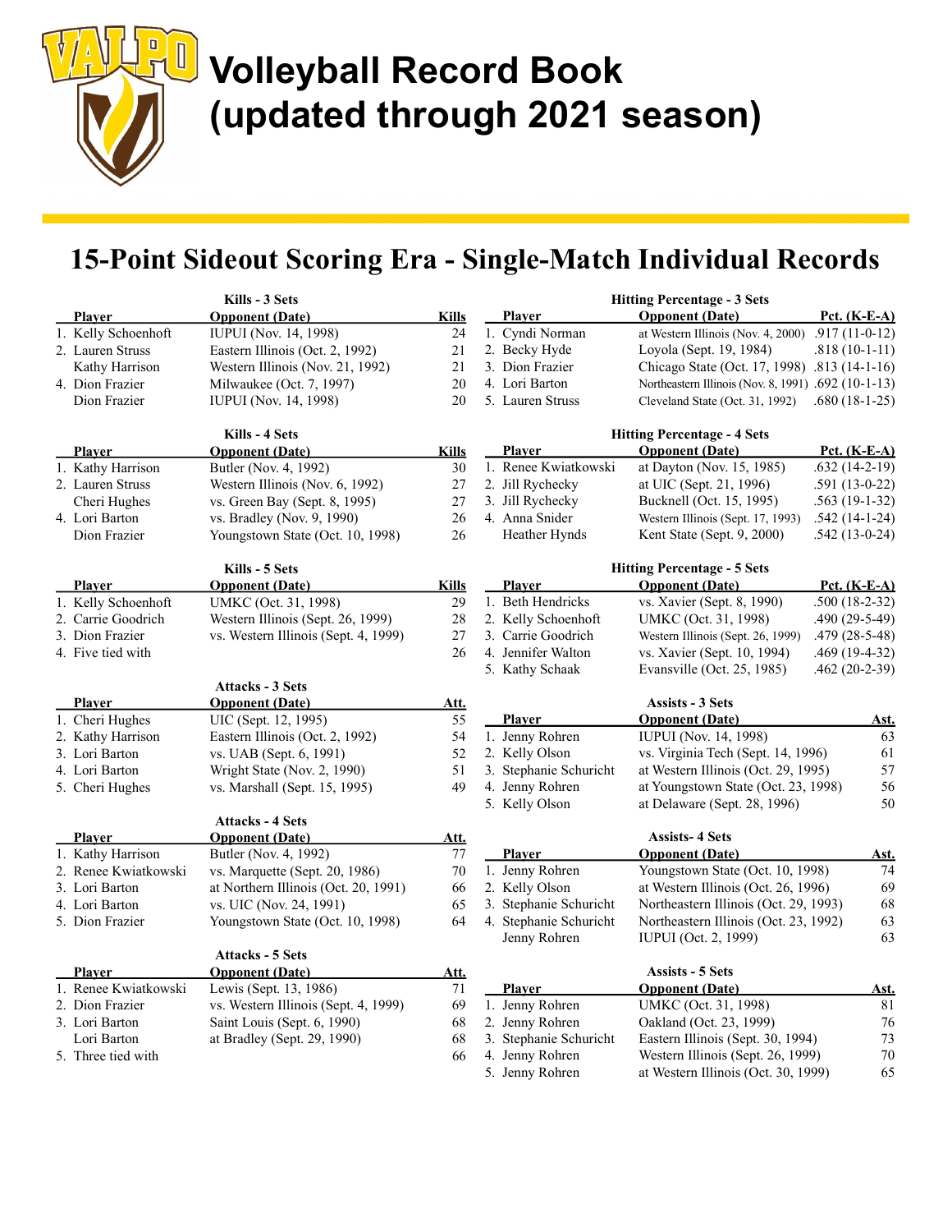# Volleyball Record Book (updated through 2021 season)

## 15-Point Sideout Scoring Era - Single-Match Individual Records

### Kills - 3 Sets

| | Player | Opponent (Date) | Kills |
|---|---|---|---|
| 1. | Kelly Schoenhoft | IUPUI (Nov. 14, 1998) | 24 |
| 2. | Lauren Struss | Eastern Illinois (Oct. 2, 1992) | 21 |
| | Kathy Harrison | Western Illinois (Nov. 21, 1992) | 21 |
| 4. | Dion Frazier | Milwaukee (Oct. 7, 1997) | 20 |
| | Dion Frazier | IUPUI (Nov. 14, 1998) | 20 |

### Kills - 4 Sets

| | Player | Opponent (Date) | Kills |
|---|---|---|---|
| 1. | Kathy Harrison | Butler (Nov. 4, 1992) | 30 |
| 2. | Lauren Struss | Western Illinois (Nov. 6, 1992) | 27 |
| | Cheri Hughes | vs. Green Bay (Sept. 8, 1995) | 27 |
| 4. | Lori Barton | vs. Bradley (Nov. 9, 1990) | 26 |
| | Dion Frazier | Youngstown State (Oct. 10, 1998) | 26 |

### Kills - 5 Sets

| | Player | Opponent (Date) | Kills |
|---|---|---|---|
| 1. | Kelly Schoenhoft | UMKC (Oct. 31, 1998) | 29 |
| 2. | Carrie Goodrich | Western Illinois (Sept. 26, 1999) | 28 |
| 3. | Dion Frazier | vs. Western Illinois (Sept. 4, 1999) | 27 |
| 4. | Five tied with | | 26 |

### Attacks - 3 Sets

| | Player | Opponent (Date) | Att. |
|---|---|---|---|
| 1. | Cheri Hughes | UIC (Sept. 12, 1995) | 55 |
| 2. | Kathy Harrison | Eastern Illinois (Oct. 2, 1992) | 54 |
| 3. | Lori Barton | vs. UAB (Sept. 6, 1991) | 52 |
| 4. | Lori Barton | Wright State (Nov. 2, 1990) | 51 |
| 5. | Cheri Hughes | vs. Marshall (Sept. 15, 1995) | 49 |

### Attacks - 4 Sets

| | Player | Opponent (Date) | Att. |
|---|---|---|---|
| 1. | Kathy Harrison | Butler (Nov. 4, 1992) | 77 |
| 2. | Renee Kwiatkowski | vs. Marquette (Sept. 20, 1986) | 70 |
| 3. | Lori Barton | at Northern Illinois (Oct. 20, 1991) | 66 |
| 4. | Lori Barton | vs. UIC (Nov. 24, 1991) | 65 |
| 5. | Dion Frazier | Youngstown State (Oct. 10, 1998) | 64 |

### Attacks - 5 Sets

| | Player | Opponent (Date) | Att. |
|---|---|---|---|
| 1. | Renee Kwiatkowski | Lewis (Sept. 13, 1986) | 71 |
| 2. | Dion Frazier | vs. Western Illinois (Sept. 4, 1999) | 69 |
| 3. | Lori Barton | Saint Louis (Sept. 6, 1990) | 68 |
| | Lori Barton | at Bradley (Sept. 29, 1990) | 68 |
| 5. | Three tied with | | 66 |

### Hitting Percentage - 3 Sets

| | Player | Opponent (Date) | Pct. (K-E-A) |
|---|---|---|---|
| 1. | Cyndi Norman | at Western Illinois (Nov. 4, 2000) | .917 (11-0-12) |
| 2. | Becky Hyde | Loyola (Sept. 19, 1984) | .818 (10-1-11) |
| 3. | Dion Frazier | Chicago State (Oct. 17, 1998) | .813 (14-1-16) |
| 4. | Lori Barton | Northeastern Illinois (Nov. 8, 1991) | .692 (10-1-13) |
| 5. | Lauren Struss | Cleveland State (Oct. 31, 1992) | .680 (18-1-25) |

### Hitting Percentage - 4 Sets

| | Player | Opponent (Date) | Pct. (K-E-A) |
|---|---|---|---|
| 1. | Renee Kwiatkowski | at Dayton (Nov. 15, 1985) | .632 (14-2-19) |
| 2. | Jill Rychecky | at UIC (Sept. 21, 1996) | .591 (13-0-22) |
| 3. | Jill Rychecky | Bucknell (Oct. 15, 1995) | .563 (19-1-32) |
| 4. | Anna Snider | Western Illinois (Sept. 17, 1993) | .542 (14-1-24) |
| | Heather Hynds | Kent State (Sept. 9, 2000) | .542 (13-0-24) |

### Hitting Percentage - 5 Sets

| | Player | Opponent (Date) | Pct. (K-E-A) |
|---|---|---|---|
| 1. | Beth Hendricks | vs. Xavier (Sept. 8, 1990) | .500 (18-2-32) |
| 2. | Kelly Schoenhoft | UMKC (Oct. 31, 1998) | .490 (29-5-49) |
| 3. | Carrie Goodrich | Western Illinois (Sept. 26, 1999) | .479 (28-5-48) |
| 4. | Jennifer Walton | vs. Xavier (Sept. 10, 1994) | .469 (19-4-32) |
| 5. | Kathy Schaak | Evansville (Oct. 25, 1985) | .462 (20-2-39) |

### Assists - 3 Sets

| | Player | Opponent (Date) | Ast. |
|---|---|---|---|
| 1. | Jenny Rohren | IUPUI (Nov. 14, 1998) | 63 |
| 2. | Kelly Olson | vs. Virginia Tech (Sept. 14, 1996) | 61 |
| 3. | Stephanie Schuricht | at Western Illinois (Oct. 29, 1995) | 57 |
| 4. | Jenny Rohren | at Youngstown State (Oct. 23, 1998) | 56 |
| 5. | Kelly Olson | at Delaware (Sept. 28, 1996) | 50 |

### Assists- 4 Sets

| | Player | Opponent (Date) | Ast. |
|---|---|---|---|
| 1. | Jenny Rohren | Youngstown State (Oct. 10, 1998) | 74 |
| 2. | Kelly Olson | at Western Illinois (Oct. 26, 1996) | 69 |
| 3. | Stephanie Schuricht | Northeastern Illinois (Oct. 29, 1993) | 68 |
| 4. | Stephanie Schuricht | Northeastern Illinois (Oct. 23, 1992) | 63 |
| | Jenny Rohren | IUPUI (Oct. 2, 1999) | 63 |

### Assists - 5 Sets

| | Player | Opponent (Date) | Ast. |
|---|---|---|---|
| 1. | Jenny Rohren | UMKC (Oct. 31, 1998) | 81 |
| 2. | Jenny Rohren | Oakland (Oct. 23, 1999) | 76 |
| 3. | Stephanie Schuricht | Eastern Illinois (Sept. 30, 1994) | 73 |
| 4. | Jenny Rohren | Western Illinois (Sept. 26, 1999) | 70 |
| 5. | Jenny Rohren | at Western Illinois (Oct. 30, 1999) | 65 |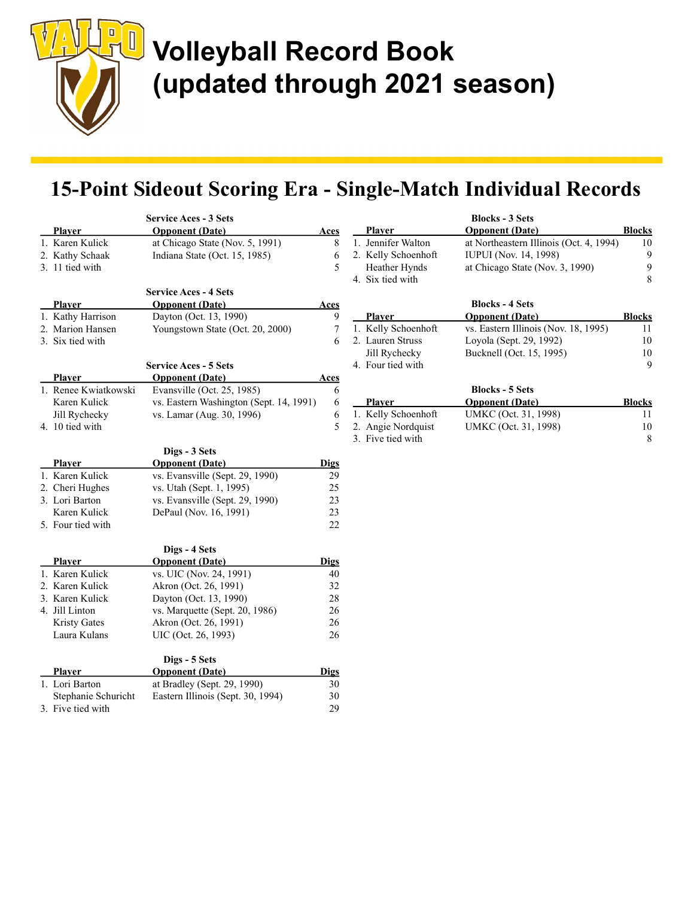# Volleyball Record Book (updated through 2021 season)

## 15-Point Sideout Scoring Era - Single-Match Individual Records

### Service Aces - 3 Sets

| | Player | Opponent (Date) | Aces |
|---|---|---|---|
| 1. | Karen Kulick | at Chicago State (Nov. 5, 1991) | 8 |
| 2. | Kathy Schaak | Indiana State (Oct. 15, 1985) | 6 |
| 3. | 11 tied with | | 5 |

### Service Aces - 4 Sets

| | Player | Opponent (Date) | Aces |
|---|---|---|---|
| 1. | Kathy Harrison | Dayton (Oct. 13, 1990) | 9 |
| 2. | Marion Hansen | Youngstown State (Oct. 20, 2000) | 7 |
| 3. | Six tied with | | 6 |

### Service Aces - 5 Sets

| | Player | Opponent (Date) | Aces |
|---|---|---|---|
| 1. | Renee Kwiatkowski | Evansville (Oct. 25, 1985) | 6 |
| | Karen Kulick | vs. Eastern Washington (Sept. 14, 1991) | 6 |
| | Jill Rychecky | vs. Lamar (Aug. 30, 1996) | 6 |
| 4. | 10 tied with | | 5 |

### Digs - 3 Sets

| | Player | Opponent (Date) | Digs |
|---|---|---|---|
| 1. | Karen Kulick | vs. Evansville (Sept. 29, 1990) | 29 |
| 2. | Cheri Hughes | vs. Utah (Sept. 1, 1995) | 25 |
| 3. | Lori Barton | vs. Evansville (Sept. 29, 1990) | 23 |
| | Karen Kulick | DePaul (Nov. 16, 1991) | 23 |
| 5. | Four tied with | | 22 |

### Digs - 4 Sets

| | Player | Opponent (Date) | Digs |
|---|---|---|---|
| 1. | Karen Kulick | vs. UIC (Nov. 24, 1991) | 40 |
| 2. | Karen Kulick | Akron (Oct. 26, 1991) | 32 |
| 3. | Karen Kulick | Dayton (Oct. 13, 1990) | 28 |
| 4. | Jill Linton | vs. Marquette (Sept. 20, 1986) | 26 |
| | Kristy Gates | Akron (Oct. 26, 1991) | 26 |
| | Laura Kulans | UIC (Oct. 26, 1993) | 26 |

### Digs - 5 Sets

| | Player | Opponent (Date) | Digs |
|---|---|---|---|
| 1. | Lori Barton | at Bradley (Sept. 29, 1990) | 30 |
| | Stephanie Schuricht | Eastern Illinois (Sept. 30, 1994) | 30 |
| 3. | Five tied with | | 29 |

### Blocks - 3 Sets

| | Player | Opponent (Date) | Blocks |
|---|---|---|---|
| 1. | Jennifer Walton | at Northeastern Illinois (Oct. 4, 1994) | 10 |
| 2. | Kelly Schoenhoft | IUPUI (Nov. 14, 1998) | 9 |
| | Heather Hynds | at Chicago State (Nov. 3, 1990) | 9 |
| 4. | Six tied with | | 8 |

### Blocks - 4 Sets

| | Player | Opponent (Date) | Blocks |
|---|---|---|---|
| 1. | Kelly Schoenhoft | vs. Eastern Illinois (Nov. 18, 1995) | 11 |
| 2. | Lauren Struss | Loyola (Sept. 29, 1992) | 10 |
| | Jill Rychecky | Bucknell (Oct. 15, 1995) | 10 |
| 4. | Four tied with | | 9 |

### Blocks - 5 Sets

| | Player | Opponent (Date) | Blocks |
|---|---|---|---|
| 1. | Kelly Schoenhoft | UMKC (Oct. 31, 1998) | 11 |
| 2. | Angie Nordquist | UMKC (Oct. 31, 1998) | 10 |
| 3. | Five tied with | | 8 |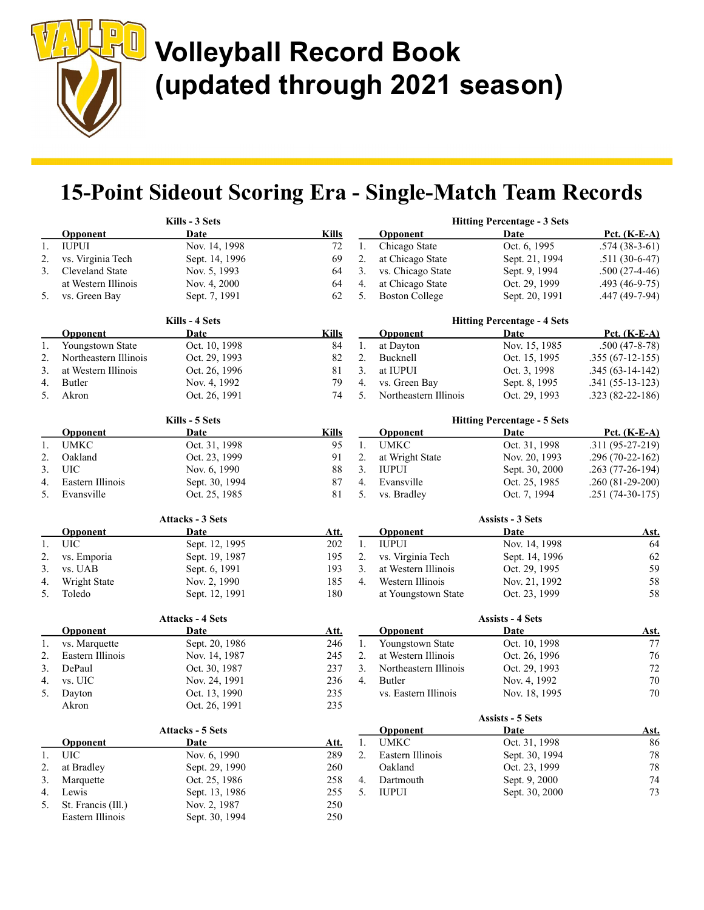# Volleyball Record Book (updated through 2021 season)

## 15-Point Sideout Scoring Era - Single-Match Team Records

### Kills - 3 Sets

| | Opponent | Date | Kills |
|---|---|---|---|
| 1. | IUPUI | Nov. 14, 1998 | 72 |
| 2. | vs. Virginia Tech | Sept. 14, 1996 | 69 |
| 3. | Cleveland State | Nov. 5, 1993 | 64 |
| | at Western Illinois | Nov. 4, 2000 | 64 |
| 5. | vs. Green Bay | Sept. 7, 1991 | 62 |

### Kills - 4 Sets

| | Opponent | Date | Kills |
|---|---|---|---|
| 1. | Youngstown State | Oct. 10, 1998 | 84 |
| 2. | Northeastern Illinois | Oct. 29, 1993 | 82 |
| 3. | at Western Illinois | Oct. 26, 1996 | 81 |
| 4. | Butler | Nov. 4, 1992 | 79 |
| 5. | Akron | Oct. 26, 1991 | 74 |

### Kills - 5 Sets

| | Opponent | Date | Kills |
|---|---|---|---|
| 1. | UMKC | Oct. 31, 1998 | 95 |
| 2. | Oakland | Oct. 23, 1999 | 91 |
| 3. | UIC | Nov. 6, 1990 | 88 |
| 4. | Eastern Illinois | Sept. 30, 1994 | 87 |
| 5. | Evansville | Oct. 25, 1985 | 81 |

### Attacks - 3 Sets

| | Opponent | Date | Att. |
|---|---|---|---|
| 1. | UIC | Sept. 12, 1995 | 202 |
| 2. | vs. Emporia | Sept. 19, 1987 | 195 |
| 3. | vs. UAB | Sept. 6, 1991 | 193 |
| 4. | Wright State | Nov. 2, 1990 | 185 |
| 5. | Toledo | Sept. 12, 1991 | 180 |

### Attacks - 4 Sets

| | Opponent | Date | Att. |
|---|---|---|---|
| 1. | vs. Marquette | Sept. 20, 1986 | 246 |
| 2. | Eastern Illinois | Nov. 14, 1987 | 245 |
| 3. | DePaul | Oct. 30, 1987 | 237 |
| 4. | vs. UIC | Nov. 24, 1991 | 236 |
| 5. | Dayton | Oct. 13, 1990 | 235 |
| | Akron | Oct. 26, 1991 | 235 |

### Attacks - 5 Sets

| | Opponent | Date | Att. |
|---|---|---|---|
| 1. | UIC | Nov. 6, 1990 | 289 |
| 2. | at Bradley | Sept. 29, 1990 | 260 |
| 3. | Marquette | Oct. 25, 1986 | 258 |
| 4. | Lewis | Sept. 13, 1986 | 255 |
| 5. | St. Francis (Ill.) | Nov. 2, 1987 | 250 |
| | Eastern Illinois | Sept. 30, 1994 | 250 |

### Hitting Percentage - 3 Sets

| | Opponent | Date | Pct. (K-E-A) |
|---|---|---|---|
| 1. | Chicago State | Oct. 6, 1995 | .574 (38-3-61) |
| 2. | at Chicago State | Sept. 21, 1994 | .511 (30-6-47) |
| 3. | vs. Chicago State | Sept. 9, 1994 | .500 (27-4-46) |
| 4. | at Chicago State | Oct. 29, 1999 | .493 (46-9-75) |
| 5. | Boston College | Sept. 20, 1991 | .447 (49-7-94) |

### Hitting Percentage - 4 Sets

| | Opponent | Date | Pct. (K-E-A) |
|---|---|---|---|
| 1. | at Dayton | Nov. 15, 1985 | .500 (47-8-78) |
| 2. | Bucknell | Oct. 15, 1995 | .355 (67-12-155) |
| 3. | at IUPUI | Oct. 3, 1998 | .345 (63-14-142) |
| 4. | vs. Green Bay | Sept. 8, 1995 | .341 (55-13-123) |
| 5. | Northeastern Illinois | Oct. 29, 1993 | .323 (82-22-186) |

### Hitting Percentage - 5 Sets

| | Opponent | Date | Pct. (K-E-A) |
|---|---|---|---|
| 1. | UMKC | Oct. 31, 1998 | .311 (95-27-219) |
| 2. | at Wright State | Nov. 20, 1993 | .296 (70-22-162) |
| 3. | IUPUI | Sept. 30, 2000 | .263 (77-26-194) |
| 4. | Evansville | Oct. 25, 1985 | .260 (81-29-200) |
| 5. | vs. Bradley | Oct. 7, 1994 | .251 (74-30-175) |

### Assists - 3 Sets

| | Opponent | Date | Ast. |
|---|---|---|---|
| 1. | IUPUI | Nov. 14, 1998 | 64 |
| 2. | vs. Virginia Tech | Sept. 14, 1996 | 62 |
| 3. | at Western Illinois | Oct. 29, 1995 | 59 |
| 4. | Western Illinois | Nov. 21, 1992 | 58 |
| | at Youngstown State | Oct. 23, 1999 | 58 |

### Assists - 4 Sets

| | Opponent | Date | Ast. |
|---|---|---|---|
| 1. | Youngstown State | Oct. 10, 1998 | 77 |
| 2. | at Western Illinois | Oct. 26, 1996 | 76 |
| 3. | Northeastern Illinois | Oct. 29, 1993 | 72 |
| 4. | Butler | Nov. 4, 1992 | 70 |
| | vs. Eastern Illinois | Nov. 18, 1995 | 70 |

### Assists - 5 Sets

| | Opponent | Date | Ast. |
|---|---|---|---|
| 1. | UMKC | Oct. 31, 1998 | 86 |
| 2. | Eastern Illinois | Sept. 30, 1994 | 78 |
| | Oakland | Oct. 23, 1999 | 78 |
| 4. | Dartmouth | Sept. 9, 2000 | 74 |
| 5. | IUPUI | Sept. 30, 2000 | 73 |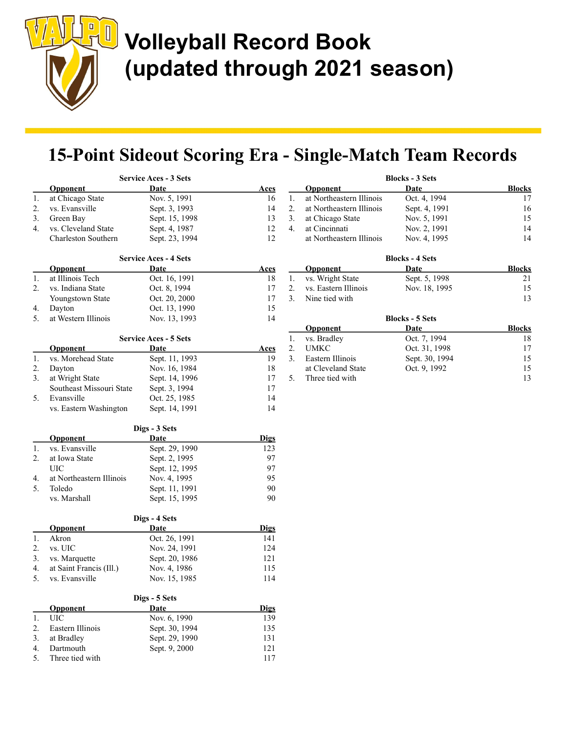# Volleyball Record Book (updated through 2021 season)

## 15-Point Sideout Scoring Era - Single-Match Team Records

### Service Aces - 3 Sets

| | Opponent | Date | Aces |
|---|---|---|---|
| 1. | at Chicago State | Nov. 5, 1991 | 16 |
| 2. | vs. Evansville | Sept. 3, 1993 | 14 |
| 3. | Green Bay | Sept. 15, 1998 | 13 |
| 4. | vs. Cleveland State | Sept. 4, 1987 | 12 |
| | Charleston Southern | Sept. 23, 1994 | 12 |

### Service Aces - 4 Sets

| | Opponent | Date | Aces |
|---|---|---|---|
| 1. | at Illinois Tech | Oct. 16, 1991 | 18 |
| 2. | vs. Indiana State | Oct. 8, 1994 | 17 |
| | Youngstown State | Oct. 20, 2000 | 17 |
| 4. | Dayton | Oct. 13, 1990 | 15 |
| 5. | at Western Illinois | Nov. 13, 1993 | 14 |

### Service Aces - 5 Sets

| | Opponent | Date | Aces |
|---|---|---|---|
| 1. | vs. Morehead State | Sept. 11, 1993 | 19 |
| 2. | Dayton | Nov. 16, 1984 | 18 |
| 3. | at Wright State | Sept. 14, 1996 | 17 |
| | Southeast Missouri State | Sept. 3, 1994 | 17 |
| 5. | Evansville | Oct. 25, 1985 | 14 |
| | vs. Eastern Washington | Sept. 14, 1991 | 14 |

### Digs - 3 Sets

| | Opponent | Date | Digs |
|---|---|---|---|
| 1. | vs. Evansville | Sept. 29, 1990 | 123 |
| 2. | at Iowa State | Sept. 2, 1995 | 97 |
| | UIC | Sept. 12, 1995 | 97 |
| 4. | at Northeastern Illinois | Nov. 4, 1995 | 95 |
| 5. | Toledo | Sept. 11, 1991 | 90 |
| | vs. Marshall | Sept. 15, 1995 | 90 |

### Digs - 4 Sets

| | Opponent | Date | Digs |
|---|---|---|---|
| 1. | Akron | Oct. 26, 1991 | 141 |
| 2. | vs. UIC | Nov. 24, 1991 | 124 |
| 3. | vs. Marquette | Sept. 20, 1986 | 121 |
| 4. | at Saint Francis (Ill.) | Nov. 4, 1986 | 115 |
| 5. | vs. Evansville | Nov. 15, 1985 | 114 |

### Digs - 5 Sets

| | Opponent | Date | Digs |
|---|---|---|---|
| 1. | UIC | Nov. 6, 1990 | 139 |
| 2. | Eastern Illinois | Sept. 30, 1994 | 135 |
| 3. | at Bradley | Sept. 29, 1990 | 131 |
| 4. | Dartmouth | Sept. 9, 2000 | 121 |
| 5. | Three tied with | | 117 |

### Blocks - 3 Sets

| | Opponent | Date | Blocks |
|---|---|---|---|
| 1. | at Northeastern Illinois | Oct. 4, 1994 | 17 |
| 2. | at Northeastern Illinois | Sept. 4, 1991 | 16 |
| 3. | at Chicago State | Nov. 5, 1991 | 15 |
| 4. | at Cincinnati | Nov. 2, 1991 | 14 |
| | at Northeastern Illinois | Nov. 4, 1995 | 14 |

### Blocks - 4 Sets

| | Opponent | Date | Blocks |
|---|---|---|---|
| 1. | vs. Wright State | Sept. 5, 1998 | 21 |
| 2. | vs. Eastern Illinois | Nov. 18, 1995 | 15 |
| 3. | Nine tied with | | 13 |

### Blocks - 5 Sets

| | Opponent | Date | Blocks |
|---|---|---|---|
| 1. | vs. Bradley | Oct. 7, 1994 | 18 |
| 2. | UMKC | Oct. 31, 1998 | 17 |
| 3. | Eastern Illinois | Sept. 30, 1994 | 15 |
| | at Cleveland State | Oct. 9, 1992 | 15 |
| 5. | Three tied with | | 13 |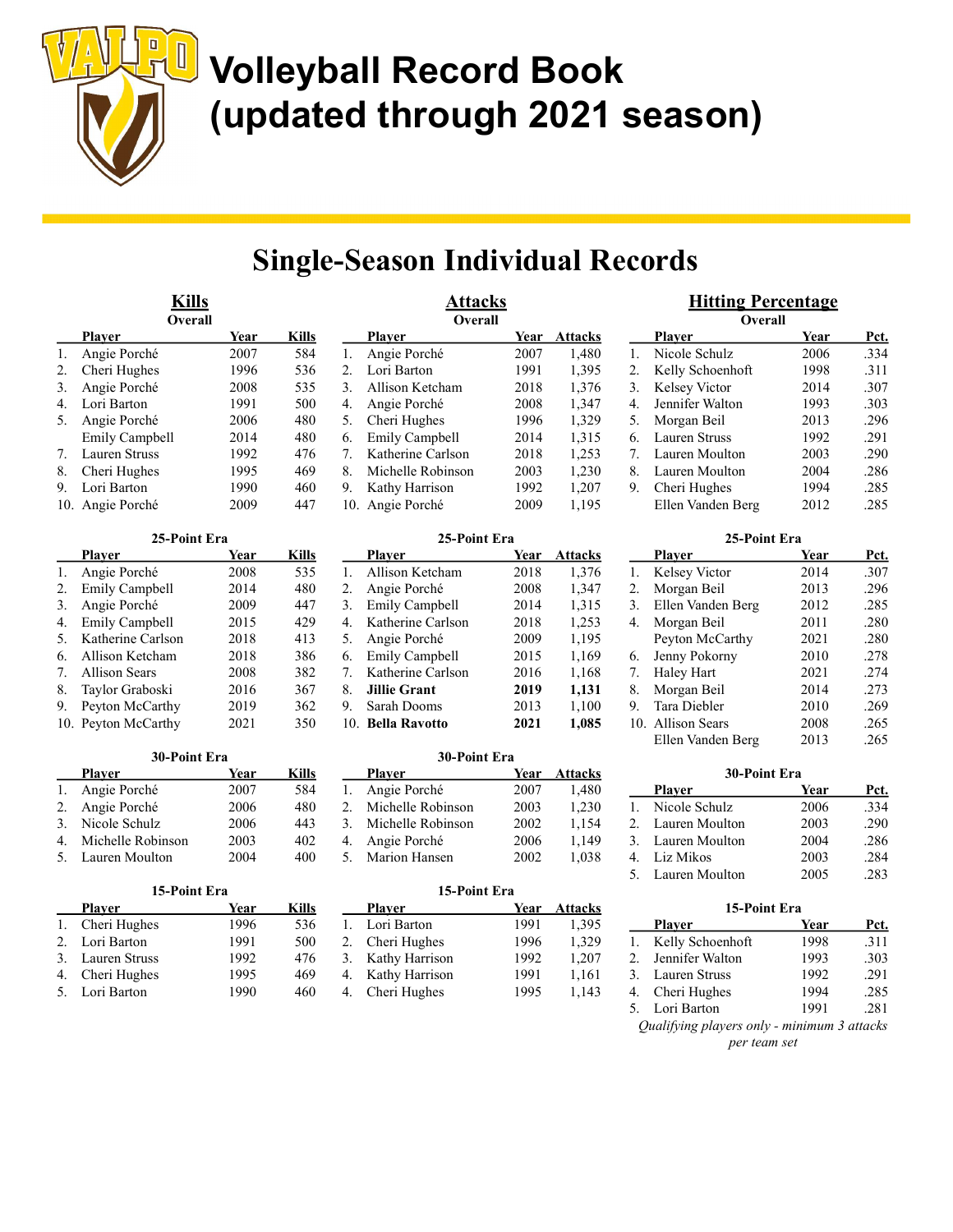# Volleyball Record Book (updated through 2021 season)

## Single-Season Individual Records

### Kills

**Overall**

| | Player | Year | Kills |
|---|---|---|---|
| 1. | Angie Porché | 2007 | 584 |
| 2. | Cheri Hughes | 1996 | 536 |
| 3. | Angie Porché | 2008 | 535 |
| 4. | Lori Barton | 1991 | 500 |
| 5. | Angie Porché | 2006 | 480 |
| | Emily Campbell | 2014 | 480 |
| 7. | Lauren Struss | 1992 | 476 |
| 8. | Cheri Hughes | 1995 | 469 |
| 9. | Lori Barton | 1990 | 460 |
| 10. | Angie Porché | 2009 | 447 |

**25-Point Era**

| | Player | Year | Kills |
|---|---|---|---|
| 1. | Angie Porché | 2008 | 535 |
| 2. | Emily Campbell | 2014 | 480 |
| 3. | Angie Porché | 2009 | 447 |
| 4. | Emily Campbell | 2015 | 429 |
| 5. | Katherine Carlson | 2018 | 413 |
| 6. | Allison Ketcham | 2018 | 386 |
| 7. | Allison Sears | 2008 | 382 |
| 8. | Taylor Graboski | 2016 | 367 |
| 9. | Peyton McCarthy | 2019 | 362 |
| 10. | Peyton McCarthy | 2021 | 350 |

**30-Point Era**

| | Player | Year | Kills |
|---|---|---|---|
| 1. | Angie Porché | 2007 | 584 |
| 2. | Angie Porché | 2006 | 480 |
| 3. | Nicole Schulz | 2006 | 443 |
| 4. | Michelle Robinson | 2003 | 402 |
| 5. | Lauren Moulton | 2004 | 400 |

**15-Point Era**

| | Player | Year | Kills |
|---|---|---|---|
| 1. | Cheri Hughes | 1996 | 536 |
| 2. | Lori Barton | 1991 | 500 |
| 3. | Lauren Struss | 1992 | 476 |
| 4. | Cheri Hughes | 1995 | 469 |
| 5. | Lori Barton | 1990 | 460 |

### Attacks

**Overall**

| | Player | Year | Attacks |
|---|---|---|---|
| 1. | Angie Porché | 2007 | 1,480 |
| 2. | Lori Barton | 1991 | 1,395 |
| 3. | Allison Ketcham | 2018 | 1,376 |
| 4. | Angie Porché | 2008 | 1,347 |
| 5. | Cheri Hughes | 1996 | 1,329 |
| 6. | Emily Campbell | 2014 | 1,315 |
| 7. | Katherine Carlson | 2018 | 1,253 |
| 8. | Michelle Robinson | 2003 | 1,230 |
| 9. | Kathy Harrison | 1992 | 1,207 |
| 10. | Angie Porché | 2009 | 1,195 |

**25-Point Era**

| | Player | Year | Attacks |
|---|---|---|---|
| 1. | Allison Ketcham | 2018 | 1,376 |
| 2. | Angie Porché | 2008 | 1,347 |
| 3. | Emily Campbell | 2014 | 1,315 |
| 4. | Katherine Carlson | 2018 | 1,253 |
| 5. | Angie Porché | 2009 | 1,195 |
| 6. | Emily Campbell | 2015 | 1,169 |
| 7. | Katherine Carlson | 2016 | 1,168 |
| 8. | **Jillie Grant** | **2019** | **1,131** |
| 9. | Sarah Dooms | 2013 | 1,100 |
| 10. | **Bella Ravotto** | **2021** | **1,085** |

**30-Point Era**

| | Player | Year | Attacks |
|---|---|---|---|
| 1. | Angie Porché | 2007 | 1,480 |
| 2. | Michelle Robinson | 2003 | 1,230 |
| 3. | Michelle Robinson | 2002 | 1,154 |
| 4. | Angie Porché | 2006 | 1,149 |
| 5. | Marion Hansen | 2002 | 1,038 |

**15-Point Era**

| | Player | Year | Attacks |
|---|---|---|---|
| 1. | Lori Barton | 1991 | 1,395 |
| 2. | Cheri Hughes | 1996 | 1,329 |
| 3. | Kathy Harrison | 1992 | 1,207 |
| 4. | Kathy Harrison | 1991 | 1,161 |
| 4. | Cheri Hughes | 1995 | 1,143 |

### Hitting Percentage

**Overall**

| | Player | Year | Pct. |
|---|---|---|---|
| 1. | Nicole Schulz | 2006 | .334 |
| 2. | Kelly Schoenhoft | 1998 | .311 |
| 3. | Kelsey Victor | 2014 | .307 |
| 4. | Jennifer Walton | 1993 | .303 |
| 5. | Morgan Beil | 2013 | .296 |
| 6. | Lauren Struss | 1992 | .291 |
| 7. | Lauren Moulton | 2003 | .290 |
| 8. | Lauren Moulton | 2004 | .286 |
| 9. | Cheri Hughes | 1994 | .285 |
| | Ellen Vanden Berg | 2012 | .285 |

**25-Point Era**

| | Player | Year | Pct. |
|---|---|---|---|
| 1. | Kelsey Victor | 2014 | .307 |
| 2. | Morgan Beil | 2013 | .296 |
| 3. | Ellen Vanden Berg | 2012 | .285 |
| 4. | Morgan Beil | 2011 | .280 |
| | Peyton McCarthy | 2021 | .280 |
| 6. | Jenny Pokorny | 2010 | .278 |
| 7. | Haley Hart | 2021 | .274 |
| 8. | Morgan Beil | 2014 | .273 |
| 9. | Tara Diebler | 2010 | .269 |
| 10. | Allison Sears | 2008 | .265 |
| | Ellen Vanden Berg | 2013 | .265 |

**30-Point Era**

| | Player | Year | Pct. |
|---|---|---|---|
| 1. | Nicole Schulz | 2006 | .334 |
| 2. | Lauren Moulton | 2003 | .290 |
| 3. | Lauren Moulton | 2004 | .286 |
| 4. | Liz Mikos | 2003 | .284 |
| 5. | Lauren Moulton | 2005 | .283 |

**15-Point Era**

| | Player | Year | Pct. |
|---|---|---|---|
| 1. | Kelly Schoenhoft | 1998 | .311 |
| 2. | Jennifer Walton | 1993 | .303 |
| 3. | Lauren Struss | 1992 | .291 |
| 4. | Cheri Hughes | 1994 | .285 |
| 5. | Lori Barton | 1991 | .281 |

*Qualifying players only - minimum 3 attacks per team set*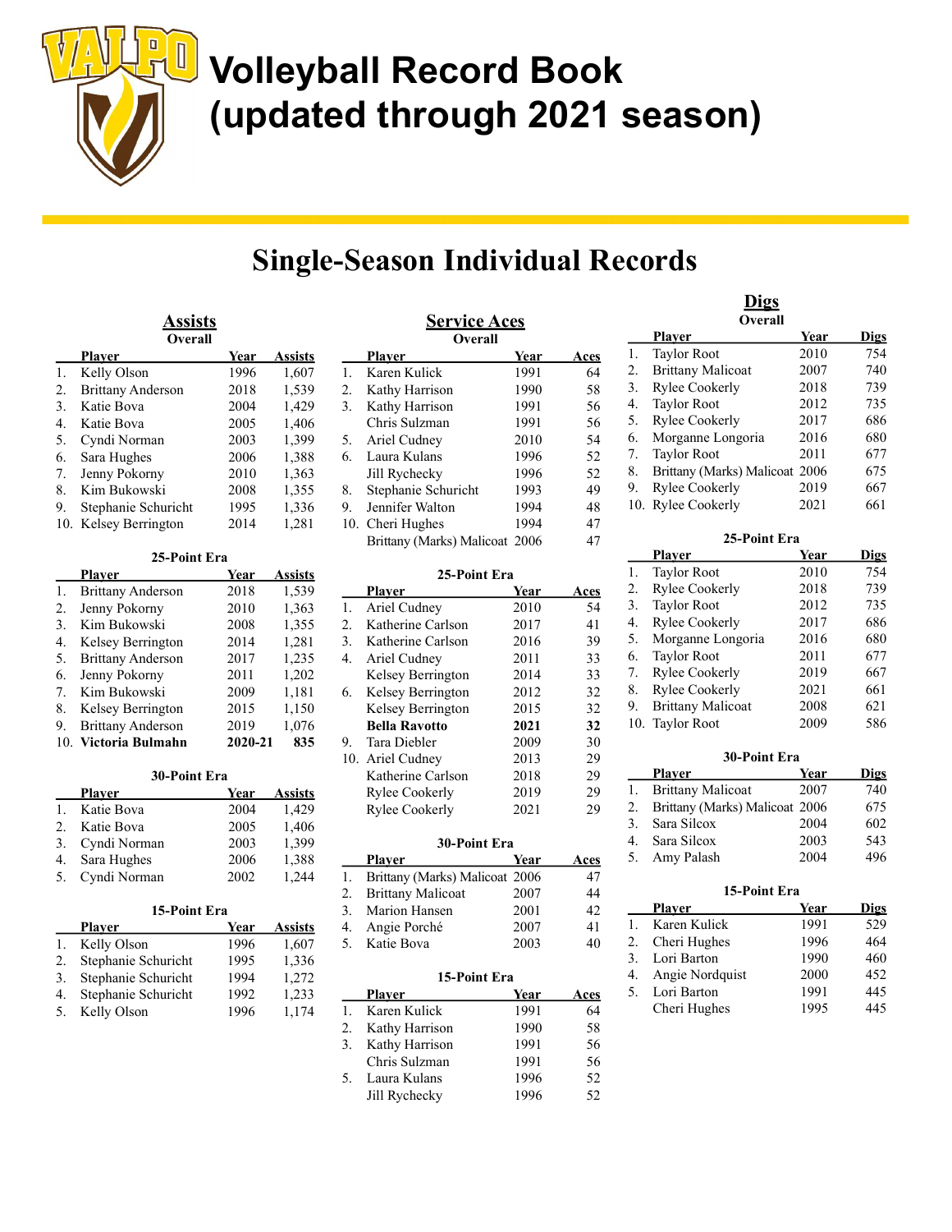# Volleyball Record Book (updated through 2021 season)

## Single-Season Individual Records

### Assists

**Overall**

| | Player | Year | Assists |
|---|---|---|---|
| 1. | Kelly Olson | 1996 | 1,607 |
| 2. | Brittany Anderson | 2018 | 1,539 |
| 3. | Katie Bova | 2004 | 1,429 |
| 4. | Katie Bova | 2005 | 1,406 |
| 5. | Cyndi Norman | 2003 | 1,399 |
| 6. | Sara Hughes | 2006 | 1,388 |
| 7. | Jenny Pokorny | 2010 | 1,363 |
| 8. | Kim Bukowski | 2008 | 1,355 |
| 9. | Stephanie Schuricht | 1995 | 1,336 |
| 10. | Kelsey Berrington | 2014 | 1,281 |

**25-Point Era**

| | Player | Year | Assists |
|---|---|---|---|
| 1. | Brittany Anderson | 2018 | 1,539 |
| 2. | Jenny Pokorny | 2010 | 1,363 |
| 3. | Kim Bukowski | 2008 | 1,355 |
| 4. | Kelsey Berrington | 2014 | 1,281 |
| 5. | Brittany Anderson | 2017 | 1,235 |
| 6. | Jenny Pokorny | 2011 | 1,202 |
| 7. | Kim Bukowski | 2009 | 1,181 |
| 8. | Kelsey Berrington | 2015 | 1,150 |
| 9. | Brittany Anderson | 2019 | 1,076 |
| 10. | **Victoria Bulmahn** | **2020-21** | **835** |

**30-Point Era**

| | Player | Year | Assists |
|---|---|---|---|
| 1. | Katie Bova | 2004 | 1,429 |
| 2. | Katie Bova | 2005 | 1,406 |
| 3. | Cyndi Norman | 2003 | 1,399 |
| 4. | Sara Hughes | 2006 | 1,388 |
| 5. | Cyndi Norman | 2002 | 1,244 |

**15-Point Era**

| | Player | Year | Assists |
|---|---|---|---|
| 1. | Kelly Olson | 1996 | 1,607 |
| 2. | Stephanie Schuricht | 1995 | 1,336 |
| 3. | Stephanie Schuricht | 1994 | 1,272 |
| 4. | Stephanie Schuricht | 1992 | 1,233 |
| 5. | Kelly Olson | 1996 | 1,174 |

### Service Aces

**Overall**

| | Player | Year | Aces |
|---|---|---|---|
| 1. | Karen Kulick | 1991 | 64 |
| 2. | Kathy Harrison | 1990 | 58 |
| 3. | Kathy Harrison | 1991 | 56 |
| | Chris Sulzman | 1991 | 56 |
| 5. | Ariel Cudney | 2010 | 54 |
| 6. | Laura Kulans | 1996 | 52 |
| | Jill Rychecky | 1996 | 52 |
| 8. | Stephanie Schuricht | 1993 | 49 |
| 9. | Jennifer Walton | 1994 | 48 |
| 10. | Cheri Hughes | 1994 | 47 |
| | Brittany (Marks) Malicoat | 2006 | 47 |

**25-Point Era**

| | Player | Year | Aces |
|---|---|---|---|
| 1. | Ariel Cudney | 2010 | 54 |
| 2. | Katherine Carlson | 2017 | 41 |
| 3. | Katherine Carlson | 2016 | 39 |
| 4. | Ariel Cudney | 2011 | 33 |
| | Kelsey Berrington | 2014 | 33 |
| 6. | Kelsey Berrington | 2012 | 32 |
| | Kelsey Berrington | 2015 | 32 |
| | **Bella Ravotto** | **2021** | **32** |
| 9. | Tara Diebler | 2009 | 30 |
| 10. | Ariel Cudney | 2013 | 29 |
| | Katherine Carlson | 2018 | 29 |
| | Rylee Cookerly | 2019 | 29 |
| | Rylee Cookerly | 2021 | 29 |

**30-Point Era**

| | Player | Year | Aces |
|---|---|---|---|
| 1. | Brittany (Marks) Malicoat | 2006 | 47 |
| 2. | Brittany Malicoat | 2007 | 44 |
| 3. | Marion Hansen | 2001 | 42 |
| 4. | Angie Porché | 2007 | 41 |
| 5. | Katie Bova | 2003 | 40 |

**15-Point Era**

| | Player | Year | Aces |
|---|---|---|---|
| 1. | Karen Kulick | 1991 | 64 |
| 2. | Kathy Harrison | 1990 | 58 |
| 3. | Kathy Harrison | 1991 | 56 |
| | Chris Sulzman | 1991 | 56 |
| 5. | Laura Kulans | 1996 | 52 |
| | Jill Rychecky | 1996 | 52 |

### Digs

**Overall**

| | Player | Year | Digs |
|---|---|---|---|
| 1. | Taylor Root | 2010 | 754 |
| 2. | Brittany Malicoat | 2007 | 740 |
| 3. | Rylee Cookerly | 2018 | 739 |
| 4. | Taylor Root | 2012 | 735 |
| 5. | Rylee Cookerly | 2017 | 686 |
| 6. | Morganne Longoria | 2016 | 680 |
| 7. | Taylor Root | 2011 | 677 |
| 8. | Brittany (Marks) Malicoat | 2006 | 675 |
| 9. | Rylee Cookerly | 2019 | 667 |
| 10. | Rylee Cookerly | 2021 | 661 |

**25-Point Era**

| | Player | Year | Digs |
|---|---|---|---|
| 1. | Taylor Root | 2010 | 754 |
| 2. | Rylee Cookerly | 2018 | 739 |
| 3. | Taylor Root | 2012 | 735 |
| 4. | Rylee Cookerly | 2017 | 686 |
| 5. | Morganne Longoria | 2016 | 680 |
| 6. | Taylor Root | 2011 | 677 |
| 7. | Rylee Cookerly | 2019 | 667 |
| 8. | Rylee Cookerly | 2021 | 661 |
| 9. | Brittany Malicoat | 2008 | 621 |
| 10. | Taylor Root | 2009 | 586 |

**30-Point Era**

| | Player | Year | Digs |
|---|---|---|---|
| 1. | Brittany Malicoat | 2007 | 740 |
| 2. | Brittany (Marks) Malicoat | 2006 | 675 |
| 3. | Sara Silcox | 2004 | 602 |
| 4. | Sara Silcox | 2003 | 543 |
| 5. | Amy Palash | 2004 | 496 |

**15-Point Era**

| | Player | Year | Digs |
|---|---|---|---|
| 1. | Karen Kulick | 1991 | 529 |
| 2. | Cheri Hughes | 1996 | 464 |
| 3. | Lori Barton | 1990 | 460 |
| 4. | Angie Nordquist | 2000 | 452 |
| 5. | Lori Barton | 1991 | 445 |
| | Cheri Hughes | 1995 | 445 |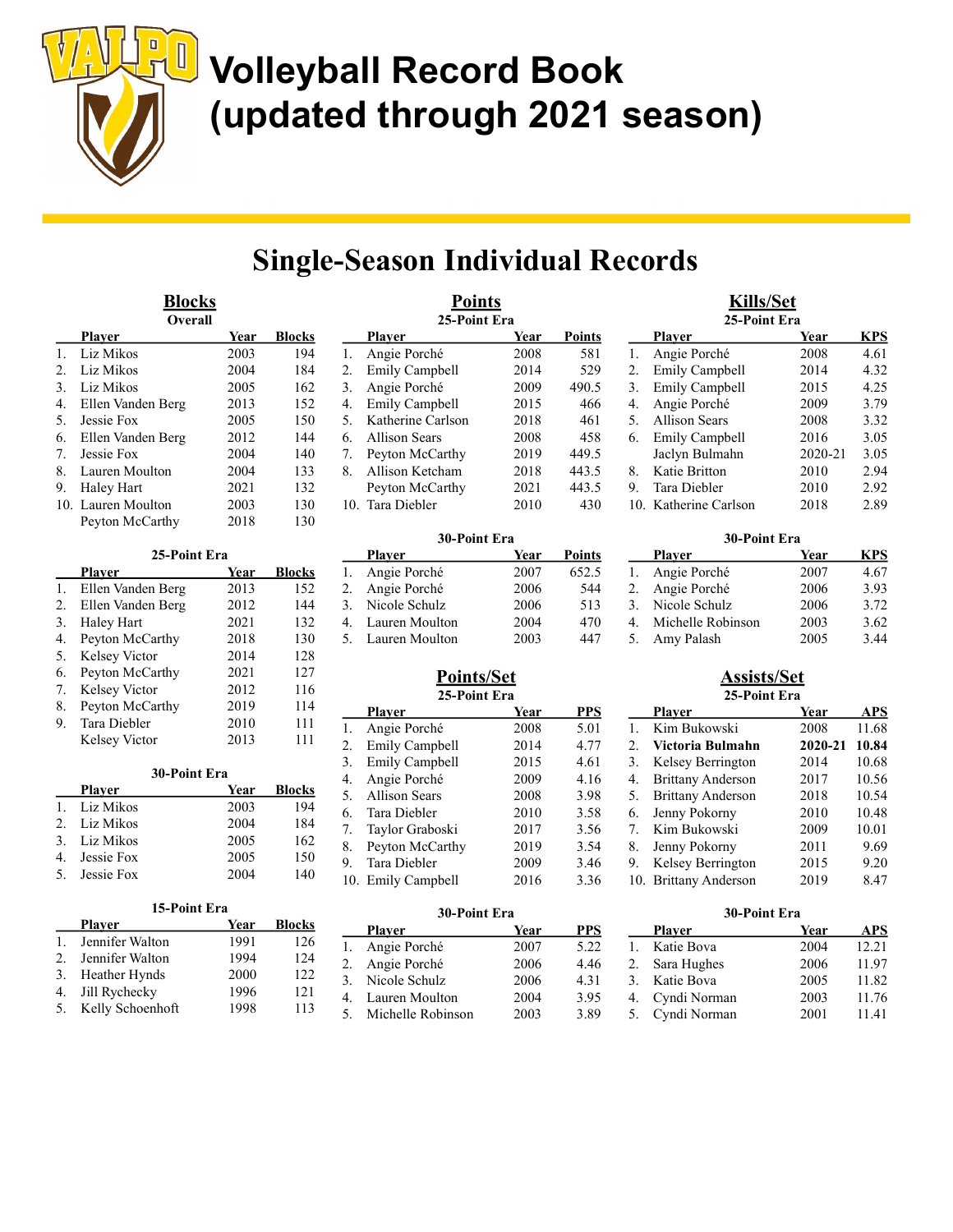# Volleyball Record Book (updated through 2021 season)

## Single-Season Individual Records

### Blocks

#### Overall

| | Player | Year | Blocks |
|---|---|---|---|
| 1. | Liz Mikos | 2003 | 194 |
| 2. | Liz Mikos | 2004 | 184 |
| 3. | Liz Mikos | 2005 | 162 |
| 4. | Ellen Vanden Berg | 2013 | 152 |
| 5. | Jessie Fox | 2005 | 150 |
| 6. | Ellen Vanden Berg | 2012 | 144 |
| 7. | Jessie Fox | 2004 | 140 |
| 8. | Lauren Moulton | 2004 | 133 |
| 9. | Haley Hart | 2021 | 132 |
| 10. | Lauren Moulton | 2003 | 130 |
| | Peyton McCarthy | 2018 | 130 |

#### 25-Point Era

| | Player | Year | Blocks |
|---|---|---|---|
| 1. | Ellen Vanden Berg | 2013 | 152 |
| 2. | Ellen Vanden Berg | 2012 | 144 |
| 3. | Haley Hart | 2021 | 132 |
| 4. | Peyton McCarthy | 2018 | 130 |
| 5. | Kelsey Victor | 2014 | 128 |
| 6. | Peyton McCarthy | 2021 | 127 |
| 7. | Kelsey Victor | 2012 | 116 |
| 8. | Peyton McCarthy | 2019 | 114 |
| 9. | Tara Diebler | 2010 | 111 |
| | Kelsey Victor | 2013 | 111 |

#### 30-Point Era

| | Player | Year | Blocks |
|---|---|---|---|
| 1. | Liz Mikos | 2003 | 194 |
| 2. | Liz Mikos | 2004 | 184 |
| 3. | Liz Mikos | 2005 | 162 |
| 4. | Jessie Fox | 2005 | 150 |
| 5. | Jessie Fox | 2004 | 140 |

#### 15-Point Era

| | Player | Year | Blocks |
|---|---|---|---|
| 1. | Jennifer Walton | 1991 | 126 |
| 2. | Jennifer Walton | 1994 | 124 |
| 3. | Heather Hynds | 2000 | 122 |
| 4. | Jill Rychecky | 1996 | 121 |
| 5. | Kelly Schoenhoft | 1998 | 113 |

### Points

#### 25-Point Era

| | Player | Year | Points |
|---|---|---|---|
| 1. | Angie Porché | 2008 | 581 |
| 2. | Emily Campbell | 2014 | 529 |
| 3. | Angie Porché | 2009 | 490.5 |
| 4. | Emily Campbell | 2015 | 466 |
| 5. | Katherine Carlson | 2018 | 461 |
| 6. | Allison Sears | 2008 | 458 |
| 7. | Peyton McCarthy | 2019 | 449.5 |
| 8. | Allison Ketcham | 2018 | 443.5 |
| | Peyton McCarthy | 2021 | 443.5 |
| 10. | Tara Diebler | 2010 | 430 |

#### 30-Point Era

| | Player | Year | Points |
|---|---|---|---|
| 1. | Angie Porché | 2007 | 652.5 |
| 2. | Angie Porché | 2006 | 544 |
| 3. | Nicole Schulz | 2006 | 513 |
| 4. | Lauren Moulton | 2004 | 470 |
| 5. | Lauren Moulton | 2003 | 447 |

### Points/Set

#### 25-Point Era

| | Player | Year | PPS |
|---|---|---|---|
| 1. | Angie Porché | 2008 | 5.01 |
| 2. | Emily Campbell | 2014 | 4.77 |
| 3. | Emily Campbell | 2015 | 4.61 |
| 4. | Angie Porché | 2009 | 4.16 |
| 5. | Allison Sears | 2008 | 3.98 |
| 6. | Tara Diebler | 2010 | 3.58 |
| 7. | Taylor Graboski | 2017 | 3.56 |
| 8. | Peyton McCarthy | 2019 | 3.54 |
| 9. | Tara Diebler | 2009 | 3.46 |
| 10. | Emily Campbell | 2016 | 3.36 |

#### 30-Point Era

| | Player | Year | PPS |
|---|---|---|---|
| 1. | Angie Porché | 2007 | 5.22 |
| 2. | Angie Porché | 2006 | 4.46 |
| 3. | Nicole Schulz | 2006 | 4.31 |
| 4. | Lauren Moulton | 2004 | 3.95 |
| 5. | Michelle Robinson | 2003 | 3.89 |

### Kills/Set

#### 25-Point Era

| | Player | Year | KPS |
|---|---|---|---|
| 1. | Angie Porché | 2008 | 4.61 |
| 2. | Emily Campbell | 2014 | 4.32 |
| 3. | Emily Campbell | 2015 | 4.25 |
| 4. | Angie Porché | 2009 | 3.79 |
| 5. | Allison Sears | 2008 | 3.32 |
| 6. | Emily Campbell | 2016 | 3.05 |
| | Jaclyn Bulmahn | 2020-21 | 3.05 |
| 8. | Katie Britton | 2010 | 2.94 |
| 9. | Tara Diebler | 2010 | 2.92 |
| 10. | Katherine Carlson | 2018 | 2.89 |

#### 30-Point Era

| | Player | Year | KPS |
|---|---|---|---|
| 1. | Angie Porché | 2007 | 4.67 |
| 2. | Angie Porché | 2006 | 3.93 |
| 3. | Nicole Schulz | 2006 | 3.72 |
| 4. | Michelle Robinson | 2003 | 3.62 |
| 5. | Amy Palash | 2005 | 3.44 |

### Assists/Set

#### 25-Point Era

| | Player | Year | APS |
|---|---|---|---|
| 1. | Kim Bukowski | 2008 | 11.68 |
| 2. | **Victoria Bulmahn** | **2020-21** | **10.84** |
| 3. | Kelsey Berrington | 2014 | 10.68 |
| 4. | Brittany Anderson | 2017 | 10.56 |
| 5. | Brittany Anderson | 2018 | 10.54 |
| 6. | Jenny Pokorny | 2010 | 10.48 |
| 7. | Kim Bukowski | 2009 | 10.01 |
| 8. | Jenny Pokorny | 2011 | 9.69 |
| 9. | Kelsey Berrington | 2015 | 9.20 |
| 10. | Brittany Anderson | 2019 | 8.47 |

#### 30-Point Era

| | Player | Year | APS |
|---|---|---|---|
| 1. | Katie Bova | 2004 | 12.21 |
| 2. | Sara Hughes | 2006 | 11.97 |
| 3. | Katie Bova | 2005 | 11.82 |
| 4. | Cyndi Norman | 2003 | 11.76 |
| 5. | Cyndi Norman | 2001 | 11.41 |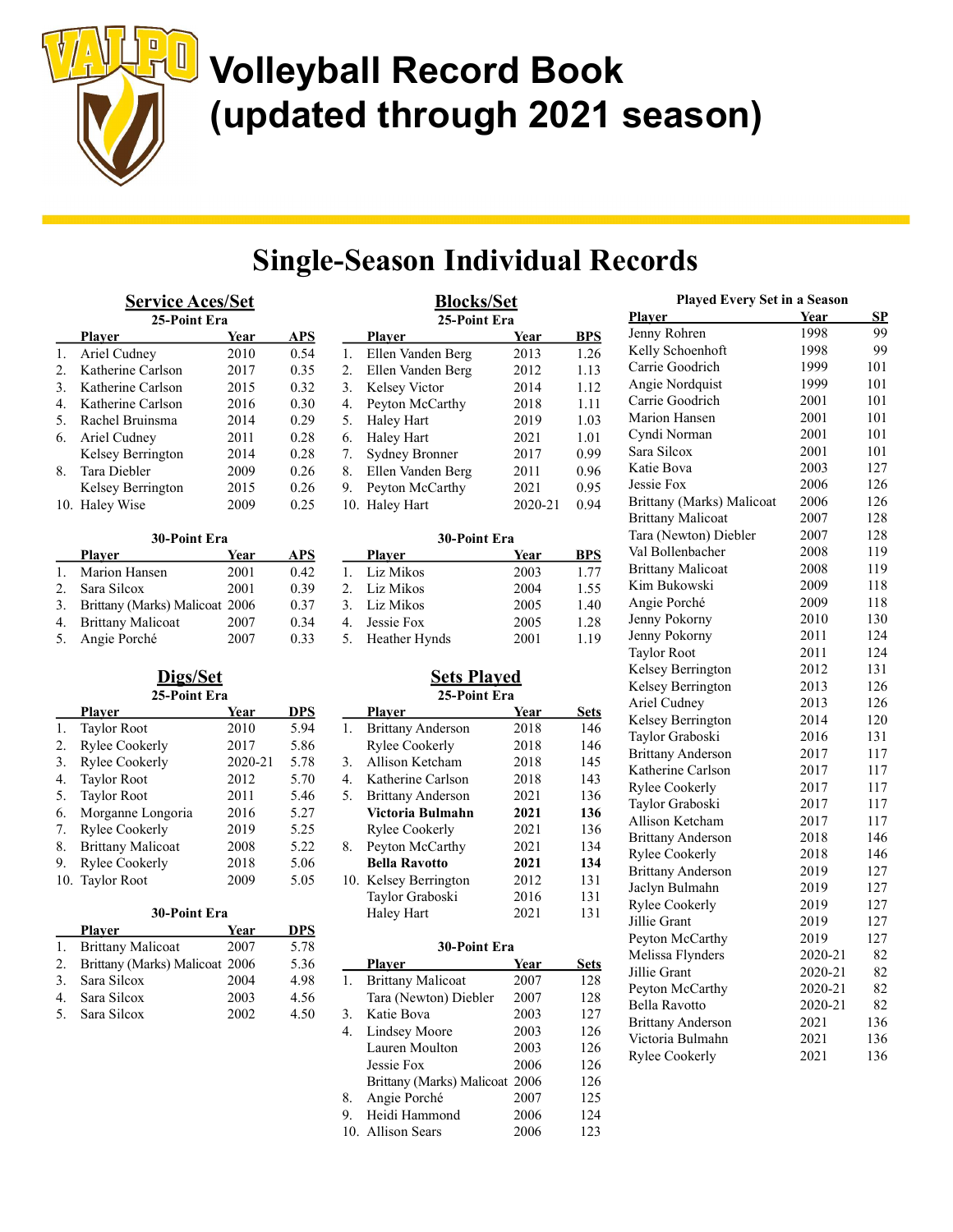# Volleyball Record Book (updated through 2021 season)

## Single-Season Individual Records

### Service Aces/Set

**25-Point Era**

| | Player | Year | APS |
|---|---|---|---|
| 1. | Ariel Cudney | 2010 | 0.54 |
| 2. | Katherine Carlson | 2017 | 0.35 |
| 3. | Katherine Carlson | 2015 | 0.32 |
| 4. | Katherine Carlson | 2016 | 0.30 |
| 5. | Rachel Bruinsma | 2014 | 0.29 |
| 6. | Ariel Cudney | 2011 | 0.28 |
| | Kelsey Berrington | 2014 | 0.28 |
| 8. | Tara Diebler | 2009 | 0.26 |
| | Kelsey Berrington | 2015 | 0.26 |
| 10. | Haley Wise | 2009 | 0.25 |

**30-Point Era**

| | Player | Year | APS |
|---|---|---|---|
| 1. | Marion Hansen | 2001 | 0.42 |
| 2. | Sara Silcox | 2001 | 0.39 |
| 3. | Brittany (Marks) Malicoat | 2006 | 0.37 |
| 4. | Brittany Malicoat | 2007 | 0.34 |
| 5. | Angie Porché | 2007 | 0.33 |

### Digs/Set

**25-Point Era**

| | Player | Year | DPS |
|---|---|---|---|
| 1. | Taylor Root | 2010 | 5.94 |
| 2. | Rylee Cookerly | 2017 | 5.86 |
| 3. | Rylee Cookerly | 2020-21 | 5.78 |
| 4. | Taylor Root | 2012 | 5.70 |
| 5. | Taylor Root | 2011 | 5.46 |
| 6. | Morganne Longoria | 2016 | 5.27 |
| 7. | Rylee Cookerly | 2019 | 5.25 |
| 8. | Brittany Malicoat | 2008 | 5.22 |
| 9. | Rylee Cookerly | 2018 | 5.06 |
| 10. | Taylor Root | 2009 | 5.05 |

**30-Point Era**

| | Player | Year | DPS |
|---|---|---|---|
| 1. | Brittany Malicoat | 2007 | 5.78 |
| 2. | Brittany (Marks) Malicoat | 2006 | 5.36 |
| 3. | Sara Silcox | 2004 | 4.98 |
| 4. | Sara Silcox | 2003 | 4.56 |
| 5. | Sara Silcox | 2002 | 4.50 |

### Blocks/Set

**25-Point Era**

| | Player | Year | BPS |
|---|---|---|---|
| 1. | Ellen Vanden Berg | 2013 | 1.26 |
| 2. | Ellen Vanden Berg | 2012 | 1.13 |
| 3. | Kelsey Victor | 2014 | 1.12 |
| 4. | Peyton McCarthy | 2018 | 1.11 |
| 5. | Haley Hart | 2019 | 1.03 |
| 6. | Haley Hart | 2021 | 1.01 |
| 7. | Sydney Bronner | 2017 | 0.99 |
| 8. | Ellen Vanden Berg | 2011 | 0.96 |
| 9. | Peyton McCarthy | 2021 | 0.95 |
| 10. | Haley Hart | 2020-21 | 0.94 |

**30-Point Era**

| | Player | Year | BPS |
|---|---|---|---|
| 1. | Liz Mikos | 2003 | 1.77 |
| 2. | Liz Mikos | 2004 | 1.55 |
| 3. | Liz Mikos | 2005 | 1.40 |
| 4. | Jessie Fox | 2005 | 1.28 |
| 5. | Heather Hynds | 2001 | 1.19 |

### Sets Played

**25-Point Era**

| | Player | Year | Sets |
|---|---|---|---|
| 1. | Brittany Anderson | 2018 | 146 |
| | Rylee Cookerly | 2018 | 146 |
| 3. | Allison Ketcham | 2018 | 145 |
| 4. | Katherine Carlson | 2018 | 143 |
| 5. | Brittany Anderson | 2021 | 136 |
| | **Victoria Bulmahn** | **2021** | **136** |
| | Rylee Cookerly | 2021 | 136 |
| 8. | Peyton McCarthy | 2021 | 134 |
| | **Bella Ravotto** | **2021** | **134** |
| 10. | Kelsey Berrington | 2012 | 131 |
| | Taylor Graboski | 2016 | 131 |
| | Haley Hart | 2021 | 131 |

**30-Point Era**

| | Player | Year | Sets |
|---|---|---|---|
| 1. | Brittany Malicoat | 2007 | 128 |
| | Tara (Newton) Diebler | 2007 | 128 |
| 3. | Katie Bova | 2003 | 127 |
| 4. | Lindsey Moore | 2003 | 126 |
| | Lauren Moulton | 2003 | 126 |
| | Jessie Fox | 2006 | 126 |
| | Brittany (Marks) Malicoat | 2006 | 126 |
| 8. | Angie Porché | 2007 | 125 |
| 9. | Heidi Hammond | 2006 | 124 |
| 10. | Allison Sears | 2006 | 123 |

### Played Every Set in a Season

| Player | Year | SP |
|---|---|---|
| Jenny Rohren | 1998 | 99 |
| Kelly Schoenhoft | 1998 | 99 |
| Carrie Goodrich | 1999 | 101 |
| Angie Nordquist | 1999 | 101 |
| Carrie Goodrich | 2001 | 101 |
| Marion Hansen | 2001 | 101 |
| Cyndi Norman | 2001 | 101 |
| Sara Silcox | 2001 | 101 |
| Katie Bova | 2003 | 127 |
| Jessie Fox | 2006 | 126 |
| Brittany (Marks) Malicoat | 2006 | 126 |
| Brittany Malicoat | 2007 | 128 |
| Tara (Newton) Diebler | 2007 | 128 |
| Val Bollenbacher | 2008 | 119 |
| Brittany Malicoat | 2008 | 119 |
| Kim Bukowski | 2009 | 118 |
| Angie Porché | 2009 | 118 |
| Jenny Pokorny | 2010 | 130 |
| Jenny Pokorny | 2011 | 124 |
| Taylor Root | 2011 | 124 |
| Kelsey Berrington | 2012 | 131 |
| Kelsey Berrington | 2013 | 126 |
| Ariel Cudney | 2013 | 126 |
| Kelsey Berrington | 2014 | 120 |
| Taylor Graboski | 2016 | 131 |
| Brittany Anderson | 2017 | 117 |
| Katherine Carlson | 2017 | 117 |
| Rylee Cookerly | 2017 | 117 |
| Taylor Graboski | 2017 | 117 |
| Allison Ketcham | 2017 | 117 |
| Brittany Anderson | 2018 | 146 |
| Rylee Cookerly | 2018 | 146 |
| Brittany Anderson | 2019 | 127 |
| Jaclyn Bulmahn | 2019 | 127 |
| Rylee Cookerly | 2019 | 127 |
| Jillie Grant | 2019 | 127 |
| Peyton McCarthy | 2019 | 127 |
| Melissa Flynders | 2020-21 | 82 |
| Jillie Grant | 2020-21 | 82 |
| Peyton McCarthy | 2020-21 | 82 |
| Bella Ravotto | 2020-21 | 82 |
| Brittany Anderson | 2021 | 136 |
| Victoria Bulmahn | 2021 | 136 |
| Rylee Cookerly | 2021 | 136 |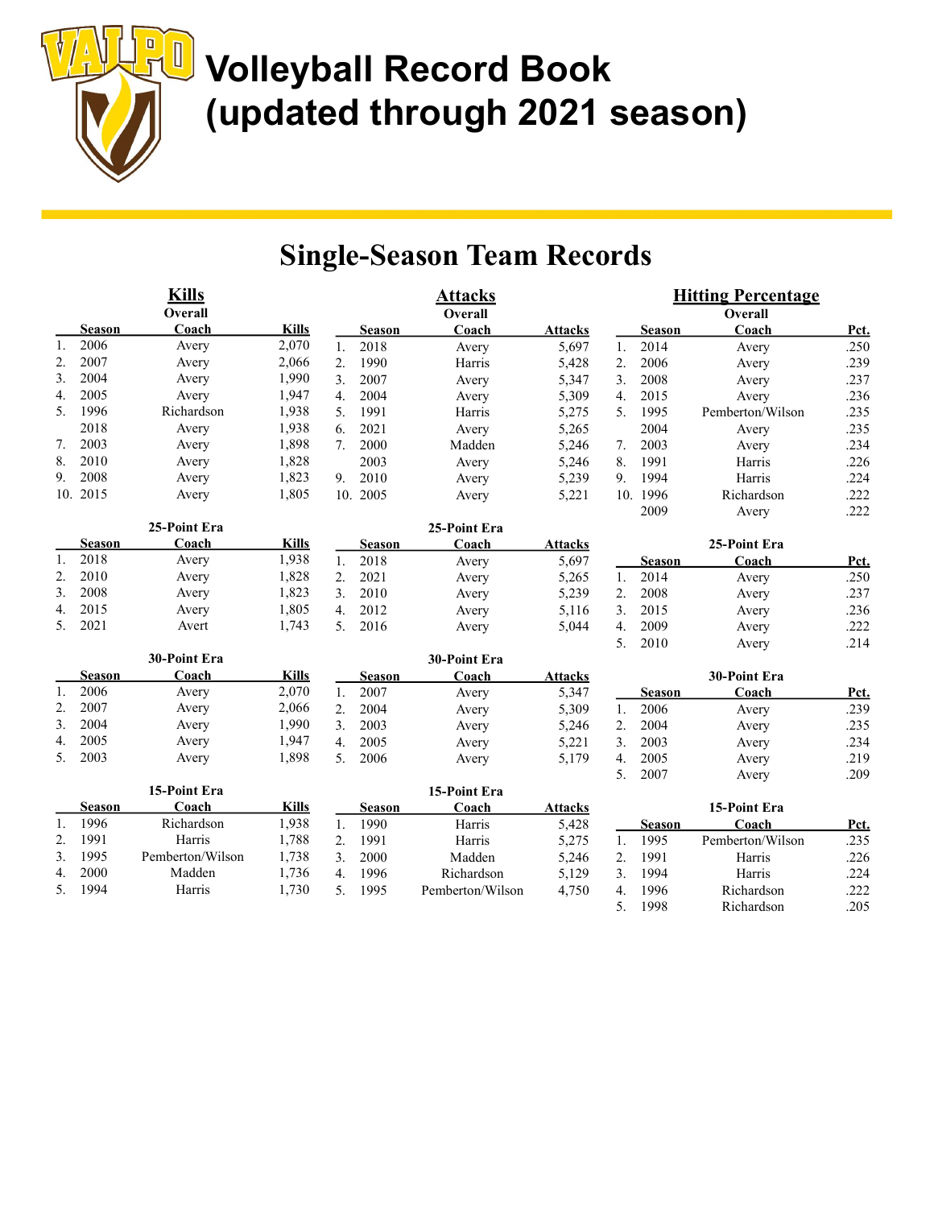# Volleyball Record Book (updated through 2021 season)

## Single-Season Team Records

### Kills

**Overall**

| | Season | Coach | Kills |
|---|---|---|---|
| 1. | 2006 | Avery | 2,070 |
| 2. | 2007 | Avery | 2,066 |
| 3. | 2004 | Avery | 1,990 |
| 4. | 2005 | Avery | 1,947 |
| 5. | 1996 | Richardson | 1,938 |
| | 2018 | Avery | 1,938 |
| 7. | 2003 | Avery | 1,898 |
| 8. | 2010 | Avery | 1,828 |
| 9. | 2008 | Avery | 1,823 |
| 10. | 2015 | Avery | 1,805 |

**25-Point Era**

| | Season | Coach | Kills |
|---|---|---|---|
| 1. | 2018 | Avery | 1,938 |
| 2. | 2010 | Avery | 1,828 |
| 3. | 2008 | Avery | 1,823 |
| 4. | 2015 | Avery | 1,805 |
| 5. | 2021 | Avert | 1,743 |

**30-Point Era**

| | Season | Coach | Kills |
|---|---|---|---|
| 1. | 2006 | Avery | 2,070 |
| 2. | 2007 | Avery | 2,066 |
| 3. | 2004 | Avery | 1,990 |
| 4. | 2005 | Avery | 1,947 |
| 5. | 2003 | Avery | 1,898 |

**15-Point Era**

| | Season | Coach | Kills |
|---|---|---|---|
| 1. | 1996 | Richardson | 1,938 |
| 2. | 1991 | Harris | 1,788 |
| 3. | 1995 | Pemberton/Wilson | 1,738 |
| 4. | 2000 | Madden | 1,736 |
| 5. | 1994 | Harris | 1,730 |

### Attacks

**Overall**

| | Season | Coach | Attacks |
|---|---|---|---|
| 1. | 2018 | Avery | 5,697 |
| 2. | 1990 | Harris | 5,428 |
| 3. | 2007 | Avery | 5,347 |
| 4. | 2004 | Avery | 5,309 |
| 5. | 1991 | Harris | 5,275 |
| 6. | 2021 | Avery | 5,265 |
| 7. | 2000 | Madden | 5,246 |
| | 2003 | Avery | 5,246 |
| 9. | 2010 | Avery | 5,239 |
| 10. | 2005 | Avery | 5,221 |

**25-Point Era**

| | Season | Coach | Attacks |
|---|---|---|---|
| 1. | 2018 | Avery | 5,697 |
| 2. | 2021 | Avery | 5,265 |
| 3. | 2010 | Avery | 5,239 |
| 4. | 2012 | Avery | 5,116 |
| 5. | 2016 | Avery | 5,044 |

**30-Point Era**

| | Season | Coach | Attacks |
|---|---|---|---|
| 1. | 2007 | Avery | 5,347 |
| 2. | 2004 | Avery | 5,309 |
| 3. | 2003 | Avery | 5,246 |
| 4. | 2005 | Avery | 5,221 |
| 5. | 2006 | Avery | 5,179 |

**15-Point Era**

| | Season | Coach | Attacks |
|---|---|---|---|
| 1. | 1990 | Harris | 5,428 |
| 2. | 1991 | Harris | 5,275 |
| 3. | 2000 | Madden | 5,246 |
| 4. | 1996 | Richardson | 5,129 |
| 5. | 1995 | Pemberton/Wilson | 4,750 |

### Hitting Percentage

**Overall**

| | Season | Coach | Pct. |
|---|---|---|---|
| 1. | 2014 | Avery | .250 |
| 2. | 2006 | Avery | .239 |
| 3. | 2008 | Avery | .237 |
| 4. | 2015 | Avery | .236 |
| 5. | 1995 | Pemberton/Wilson | .235 |
| | 2004 | Avery | .235 |
| 7. | 2003 | Avery | .234 |
| 8. | 1991 | Harris | .226 |
| 9. | 1994 | Harris | .224 |
| 10. | 1996 | Richardson | .222 |
| | 2009 | Avery | .222 |

**25-Point Era**

| | Season | Coach | Pct. |
|---|---|---|---|
| 1. | 2014 | Avery | .250 |
| 2. | 2008 | Avery | .237 |
| 3. | 2015 | Avery | .236 |
| 4. | 2009 | Avery | .222 |
| 5. | 2010 | Avery | .214 |

**30-Point Era**

| | Season | Coach | Pct. |
|---|---|---|---|
| 1. | 2006 | Avery | .239 |
| 2. | 2004 | Avery | .235 |
| 3. | 2003 | Avery | .234 |
| 4. | 2005 | Avery | .219 |
| 5. | 2007 | Avery | .209 |

**15-Point Era**

| | Season | Coach | Pct. |
|---|---|---|---|
| 1. | 1995 | Pemberton/Wilson | .235 |
| 2. | 1991 | Harris | .226 |
| 3. | 1994 | Harris | .224 |
| 4. | 1996 | Richardson | .222 |
| 5. | 1998 | Richardson | .205 |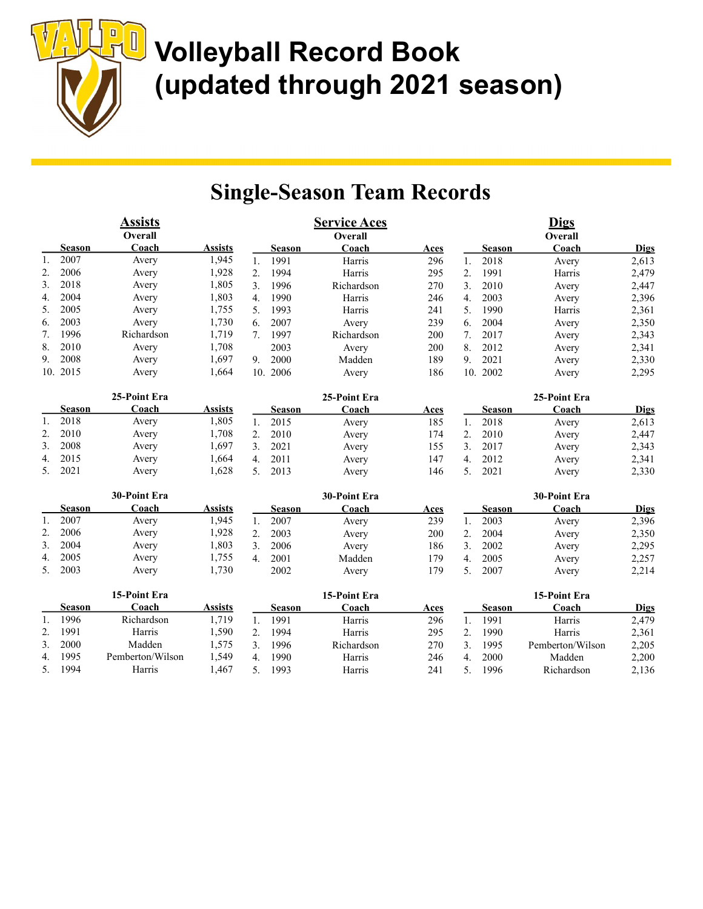# Volleyball Record Book (updated through 2021 season)

## Single-Season Team Records

### Assists

**Overall**

| | Season | Coach | Assists |
|---|---|---|---|
| 1. | 2007 | Avery | 1,945 |
| 2. | 2006 | Avery | 1,928 |
| 3. | 2018 | Avery | 1,805 |
| 4. | 2004 | Avery | 1,803 |
| 5. | 2005 | Avery | 1,755 |
| 6. | 2003 | Avery | 1,730 |
| 7. | 1996 | Richardson | 1,719 |
| 8. | 2010 | Avery | 1,708 |
| 9. | 2008 | Avery | 1,697 |
| 10. | 2015 | Avery | 1,664 |

**25-Point Era**

| | Season | Coach | Assists |
|---|---|---|---|
| 1. | 2018 | Avery | 1,805 |
| 2. | 2010 | Avery | 1,708 |
| 3. | 2008 | Avery | 1,697 |
| 4. | 2015 | Avery | 1,664 |
| 5. | 2021 | Avery | 1,628 |

**30-Point Era**

| | Season | Coach | Assists |
|---|---|---|---|
| 1. | 2007 | Avery | 1,945 |
| 2. | 2006 | Avery | 1,928 |
| 3. | 2004 | Avery | 1,803 |
| 4. | 2005 | Avery | 1,755 |
| 5. | 2003 | Avery | 1,730 |

**15-Point Era**

| | Season | Coach | Assists |
|---|---|---|---|
| 1. | 1996 | Richardson | 1,719 |
| 2. | 1991 | Harris | 1,590 |
| 3. | 2000 | Madden | 1,575 |
| 4. | 1995 | Pemberton/Wilson | 1,549 |
| 5. | 1994 | Harris | 1,467 |

### Service Aces

**Overall**

| | Season | Coach | Aces |
|---|---|---|---|
| 1. | 1991 | Harris | 296 |
| 2. | 1994 | Harris | 295 |
| 3. | 1996 | Richardson | 270 |
| 4. | 1990 | Harris | 246 |
| 5. | 1993 | Harris | 241 |
| 6. | 2007 | Avery | 239 |
| 7. | 1997 | Richardson | 200 |
| | 2003 | Avery | 200 |
| 9. | 2000 | Madden | 189 |
| 10. | 2006 | Avery | 186 |

**25-Point Era**

| | Season | Coach | Aces |
|---|---|---|---|
| 1. | 2015 | Avery | 185 |
| 2. | 2010 | Avery | 174 |
| 3. | 2021 | Avery | 155 |
| 4. | 2011 | Avery | 147 |
| 5. | 2013 | Avery | 146 |

**30-Point Era**

| | Season | Coach | Aces |
|---|---|---|---|
| 1. | 2007 | Avery | 239 |
| 2. | 2003 | Avery | 200 |
| 3. | 2006 | Avery | 186 |
| 4. | 2001 | Madden | 179 |
| | 2002 | Avery | 179 |

**15-Point Era**

| | Season | Coach | Aces |
|---|---|---|---|
| 1. | 1991 | Harris | 296 |
| 2. | 1994 | Harris | 295 |
| 3. | 1996 | Richardson | 270 |
| 4. | 1990 | Harris | 246 |
| 5. | 1993 | Harris | 241 |

### Digs

**Overall**

| | Season | Coach | Digs |
|---|---|---|---|
| 1. | 2018 | Avery | 2,613 |
| 2. | 1991 | Harris | 2,479 |
| 3. | 2010 | Avery | 2,447 |
| 4. | 2003 | Avery | 2,396 |
| 5. | 1990 | Harris | 2,361 |
| 6. | 2004 | Avery | 2,350 |
| 7. | 2017 | Avery | 2,343 |
| 8. | 2012 | Avery | 2,341 |
| 9. | 2021 | Avery | 2,330 |
| 10. | 2002 | Avery | 2,295 |

**25-Point Era**

| | Season | Coach | Digs |
|---|---|---|---|
| 1. | 2018 | Avery | 2,613 |
| 2. | 2010 | Avery | 2,447 |
| 3. | 2017 | Avery | 2,343 |
| 4. | 2012 | Avery | 2,341 |
| 5. | 2021 | Avery | 2,330 |

**30-Point Era**

| | Season | Coach | Digs |
|---|---|---|---|
| 1. | 2003 | Avery | 2,396 |
| 2. | 2004 | Avery | 2,350 |
| 3. | 2002 | Avery | 2,295 |
| 4. | 2005 | Avery | 2,257 |
| 5. | 2007 | Avery | 2,214 |

**15-Point Era**

| | Season | Coach | Digs |
|---|---|---|---|
| 1. | 1991 | Harris | 2,479 |
| 2. | 1990 | Harris | 2,361 |
| 3. | 1995 | Pemberton/Wilson | 2,205 |
| 4. | 2000 | Madden | 2,200 |
| 5. | 1996 | Richardson | 2,136 |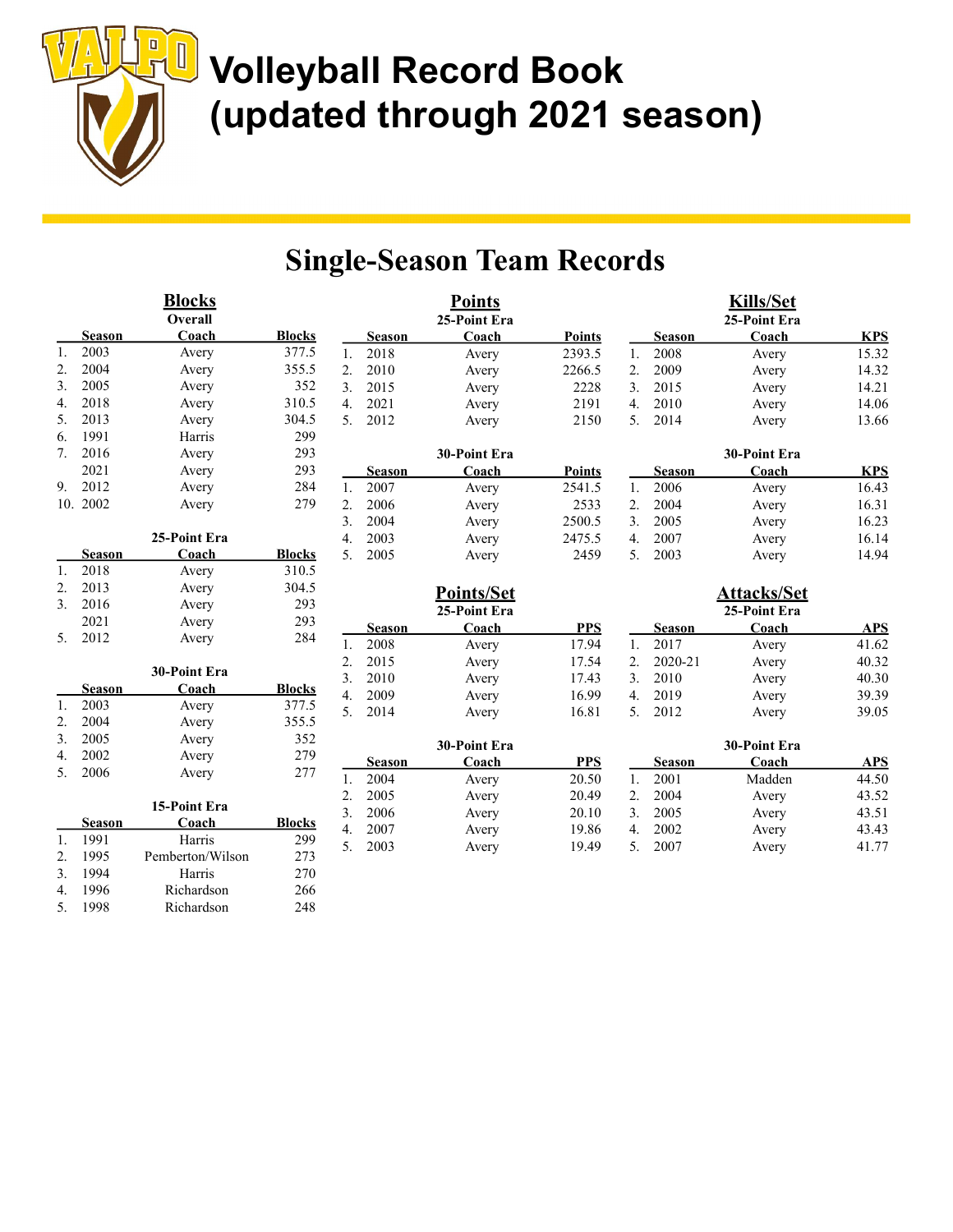# Volleyball Record Book (updated through 2021 season)

## Single-Season Team Records

### Blocks

**Overall**

| | Season | Coach | Blocks |
|---|---|---|---|
| 1. | 2003 | Avery | 377.5 |
| 2. | 2004 | Avery | 355.5 |
| 3. | 2005 | Avery | 352 |
| 4. | 2018 | Avery | 310.5 |
| 5. | 2013 | Avery | 304.5 |
| 6. | 1991 | Harris | 299 |
| 7. | 2016 | Avery | 293 |
| | 2021 | Avery | 293 |
| 9. | 2012 | Avery | 284 |
| 10. | 2002 | Avery | 279 |

**25-Point Era**

| | Season | Coach | Blocks |
|---|---|---|---|
| 1. | 2018 | Avery | 310.5 |
| 2. | 2013 | Avery | 304.5 |
| 3. | 2016 | Avery | 293 |
| | 2021 | Avery | 293 |
| 5. | 2012 | Avery | 284 |

**30-Point Era**

| | Season | Coach | Blocks |
|---|---|---|---|
| 1. | 2003 | Avery | 377.5 |
| 2. | 2004 | Avery | 355.5 |
| 3. | 2005 | Avery | 352 |
| 4. | 2002 | Avery | 279 |
| 5. | 2006 | Avery | 277 |

**15-Point Era**

| | Season | Coach | Blocks |
|---|---|---|---|
| 1. | 1991 | Harris | 299 |
| 2. | 1995 | Pemberton/Wilson | 273 |
| 3. | 1994 | Harris | 270 |
| 4. | 1996 | Richardson | 266 |
| 5. | 1998 | Richardson | 248 |

### Points

**25-Point Era**

| | Season | Coach | Points |
|---|---|---|---|
| 1. | 2018 | Avery | 2393.5 |
| 2. | 2010 | Avery | 2266.5 |
| 3. | 2015 | Avery | 2228 |
| 4. | 2021 | Avery | 2191 |
| 5. | 2012 | Avery | 2150 |

**30-Point Era**

| | Season | Coach | Points |
|---|---|---|---|
| 1. | 2007 | Avery | 2541.5 |
| 2. | 2006 | Avery | 2533 |
| 3. | 2004 | Avery | 2500.5 |
| 4. | 2003 | Avery | 2475.5 |
| 5. | 2005 | Avery | 2459 |

### Points/Set

**25-Point Era**

| | Season | Coach | PPS |
|---|---|---|---|
| 1. | 2008 | Avery | 17.94 |
| 2. | 2015 | Avery | 17.54 |
| 3. | 2010 | Avery | 17.43 |
| 4. | 2009 | Avery | 16.99 |
| 5. | 2014 | Avery | 16.81 |

**30-Point Era**

| | Season | Coach | PPS |
|---|---|---|---|
| 1. | 2004 | Avery | 20.50 |
| 2. | 2005 | Avery | 20.49 |
| 3. | 2006 | Avery | 20.10 |
| 4. | 2007 | Avery | 19.86 |
| 5. | 2003 | Avery | 19.49 |

### Kills/Set

**25-Point Era**

| | Season | Coach | KPS |
|---|---|---|---|
| 1. | 2008 | Avery | 15.32 |
| 2. | 2009 | Avery | 14.32 |
| 3. | 2015 | Avery | 14.21 |
| 4. | 2010 | Avery | 14.06 |
| 5. | 2014 | Avery | 13.66 |

**30-Point Era**

| | Season | Coach | KPS |
|---|---|---|---|
| 1. | 2006 | Avery | 16.43 |
| 2. | 2004 | Avery | 16.31 |
| 3. | 2005 | Avery | 16.23 |
| 4. | 2007 | Avery | 16.14 |
| 5. | 2003 | Avery | 14.94 |

### Attacks/Set

**25-Point Era**

| | Season | Coach | APS |
|---|---|---|---|
| 1. | 2017 | Avery | 41.62 |
| 2. | 2020-21 | Avery | 40.32 |
| 3. | 2010 | Avery | 40.30 |
| 4. | 2019 | Avery | 39.39 |
| 5. | 2012 | Avery | 39.05 |

**30-Point Era**

| | Season | Coach | APS |
|---|---|---|---|
| 1. | 2001 | Madden | 44.50 |
| 2. | 2004 | Avery | 43.52 |
| 3. | 2005 | Avery | 43.51 |
| 4. | 2002 | Avery | 43.43 |
| 5. | 2007 | Avery | 41.77 |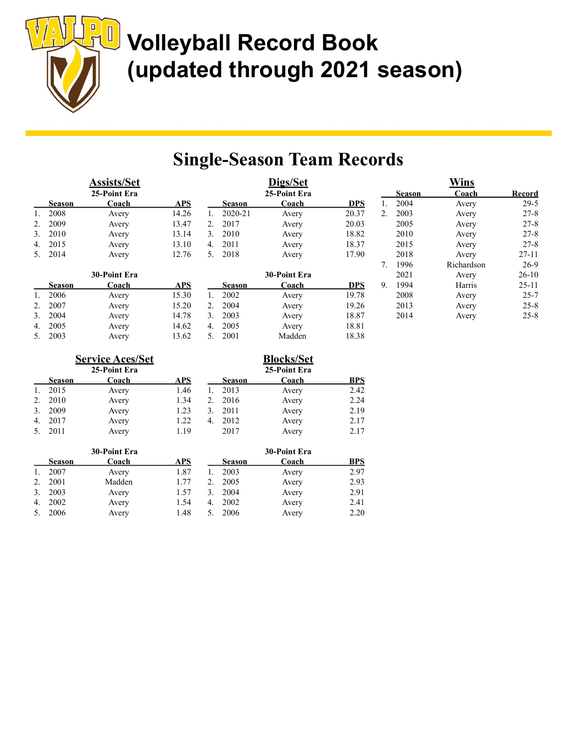# Volleyball Record Book (updated through 2021 season)

## Single-Season Team Records

### Assists/Set

**25-Point Era**

| | Season | Coach | APS |
|---|---|---|---|
| 1. | 2008 | Avery | 14.26 |
| 2. | 2009 | Avery | 13.47 |
| 3. | 2010 | Avery | 13.14 |
| 4. | 2015 | Avery | 13.10 |
| 5. | 2014 | Avery | 12.76 |

**30-Point Era**

| | Season | Coach | APS |
|---|---|---|---|
| 1. | 2006 | Avery | 15.30 |
| 2. | 2007 | Avery | 15.20 |
| 3. | 2004 | Avery | 14.78 |
| 4. | 2005 | Avery | 14.62 |
| 5. | 2003 | Avery | 13.62 |

### Digs/Set

**25-Point Era**

| | Season | Coach | DPS |
|---|---|---|---|
| 1. | 2020-21 | Avery | 20.37 |
| 2. | 2017 | Avery | 20.03 |
| 3. | 2010 | Avery | 18.82 |
| 4. | 2011 | Avery | 18.37 |
| 5. | 2018 | Avery | 17.90 |

**30-Point Era**

| | Season | Coach | DPS |
|---|---|---|---|
| 1. | 2002 | Avery | 19.78 |
| 2. | 2004 | Avery | 19.26 |
| 3. | 2003 | Avery | 18.87 |
| 4. | 2005 | Avery | 18.81 |
| 5. | 2001 | Madden | 18.38 |

### Wins

| | Season | Coach | Record |
|---|---|---|---|
| 1. | 2004 | Avery | 29-5 |
| 2. | 2003 | Avery | 27-8 |
| | 2005 | Avery | 27-8 |
| | 2010 | Avery | 27-8 |
| | 2015 | Avery | 27-8 |
| | 2018 | Avery | 27-11 |
| 7. | 1996 | Richardson | 26-9 |
| | 2021 | Avery | 26-10 |
| 9. | 1994 | Harris | 25-11 |
| | 2008 | Avery | 25-7 |
| | 2013 | Avery | 25-8 |
| | 2014 | Avery | 25-8 |

### Service Aces/Set

**25-Point Era**

| | Season | Coach | APS |
|---|---|---|---|
| 1. | 2015 | Avery | 1.46 |
| 2. | 2010 | Avery | 1.34 |
| 3. | 2009 | Avery | 1.23 |
| 4. | 2017 | Avery | 1.22 |
| 5. | 2011 | Avery | 1.19 |

**30-Point Era**

| | Season | Coach | APS |
|---|---|---|---|
| 1. | 2007 | Avery | 1.87 |
| 2. | 2001 | Madden | 1.77 |
| 3. | 2003 | Avery | 1.57 |
| 4. | 2002 | Avery | 1.54 |
| 5. | 2006 | Avery | 1.48 |

### Blocks/Set

**25-Point Era**

| | Season | Coach | BPS |
|---|---|---|---|
| 1. | 2013 | Avery | 2.42 |
| 2. | 2016 | Avery | 2.24 |
| 3. | 2011 | Avery | 2.19 |
| 4. | 2012 | Avery | 2.17 |
| | 2017 | Avery | 2.17 |

**30-Point Era**

| | Season | Coach | BPS |
|---|---|---|---|
| 1. | 2003 | Avery | 2.97 |
| 2. | 2005 | Avery | 2.93 |
| 3. | 2004 | Avery | 2.91 |
| 4. | 2002 | Avery | 2.41 |
| 5. | 2006 | Avery | 2.20 |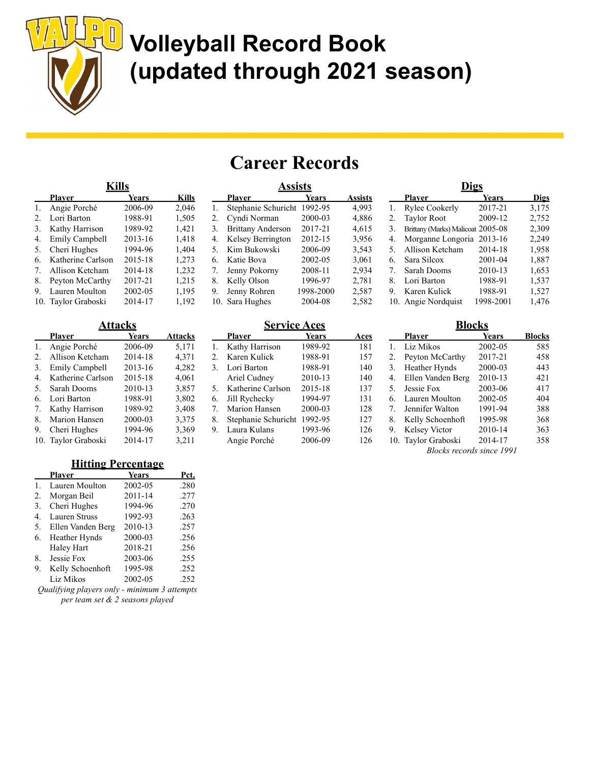# Volleyball Record Book (updated through 2021 season)

## Career Records

### Kills

| | Player | Years | Kills |
|---|---|---|---|
| 1. | Angie Porché | 2006-09 | 2,046 |
| 2. | Lori Barton | 1988-91 | 1,505 |
| 3. | Kathy Harrison | 1989-92 | 1,421 |
| 4. | Emily Campbell | 2013-16 | 1,418 |
| 5. | Cheri Hughes | 1994-96 | 1,404 |
| 6. | Katherine Carlson | 2015-18 | 1,273 |
| 7. | Allison Ketcham | 2014-18 | 1,232 |
| 8. | Peyton McCarthy | 2017-21 | 1,215 |
| 9. | Lauren Moulton | 2002-05 | 1,195 |
| 10. | Taylor Graboski | 2014-17 | 1,192 |

### Assists

| | Player | Years | Assists |
|---|---|---|---|
| 1. | Stephanie Schuricht | 1992-95 | 4,993 |
| 2. | Cyndi Norman | 2000-03 | 4,886 |
| 3. | Brittany Anderson | 2017-21 | 4,615 |
| 4. | Kelsey Berrington | 2012-15 | 3,956 |
| 5. | Kim Bukowski | 2006-09 | 3,543 |
| 6. | Katie Bova | 2002-05 | 3,061 |
| 7. | Jenny Pokorny | 2008-11 | 2,934 |
| 8. | Kelly Olson | 1996-97 | 2,781 |
| 9. | Jenny Rohren | 1998-2000 | 2,587 |
| 10. | Sara Hughes | 2004-08 | 2,582 |

### Digs

| | Player | Years | Digs |
|---|---|---|---|
| 1. | Rylee Cookerly | 2017-21 | 3,175 |
| 2. | Taylor Root | 2009-12 | 2,752 |
| 3. | Brittany (Marks) Malicoat | 2005-08 | 2,309 |
| 4. | Morganne Longoria | 2013-16 | 2,249 |
| 5. | Allison Ketcham | 2014-18 | 1,958 |
| 6. | Sara Silcox | 2001-04 | 1,887 |
| 7. | Sarah Dooms | 2010-13 | 1,653 |
| 8. | Lori Barton | 1988-91 | 1,537 |
| 9. | Karen Kulick | 1988-91 | 1,527 |
| 10. | Angie Nordquist | 1998-2001 | 1,476 |

### Attacks

| | Player | Years | Attacks |
|---|---|---|---|
| 1. | Angie Porché | 2006-09 | 5,171 |
| 2. | Allison Ketcham | 2014-18 | 4,371 |
| 3. | Emily Campbell | 2013-16 | 4,282 |
| 4. | Katherine Carlson | 2015-18 | 4,061 |
| 5. | Sarah Dooms | 2010-13 | 3,857 |
| 6. | Lori Barton | 1988-91 | 3,802 |
| 7. | Kathy Harrison | 1989-92 | 3,408 |
| 8. | Marion Hansen | 2000-03 | 3,375 |
| 9. | Cheri Hughes | 1994-96 | 3,369 |
| 10. | Taylor Graboski | 2014-17 | 3,211 |

### Service Aces

| | Player | Years | Aces |
|---|---|---|---|
| 1. | Kathy Harrison | 1989-92 | 181 |
| 2. | Karen Kulick | 1988-91 | 157 |
| 3. | Lori Barton | 1988-91 | 140 |
| | Ariel Cudney | 2010-13 | 140 |
| 5. | Katherine Carlson | 2015-18 | 137 |
| 6. | Jill Rychecky | 1994-97 | 131 |
| 7. | Marion Hansen | 2000-03 | 128 |
| 8. | Stephanie Schuricht | 1992-95 | 127 |
| 9. | Laura Kulans | 1993-96 | 126 |
| | Angie Porché | 2006-09 | 126 |

### Blocks

| | Player | Years | Blocks |
|---|---|---|---|
| 1. | Liz Mikos | 2002-05 | 585 |
| 2. | Peyton McCarthy | 2017-21 | 458 |
| 3. | Heather Hynds | 2000-03 | 443 |
| 4. | Ellen Vanden Berg | 2010-13 | 421 |
| 5. | Jessie Fox | 2003-06 | 417 |
| 6. | Lauren Moulton | 2002-05 | 404 |
| 7. | Jennifer Walton | 1991-94 | 388 |
| 8. | Kelly Schoenhoft | 1995-98 | 368 |
| 9. | Kelsey Victor | 2010-14 | 363 |
| 10. | Taylor Graboski | 2014-17 | 358 |

*Blocks records since 1991*

### Hitting Percentage

| | Player | Years | Pct. |
|---|---|---|---|
| 1. | Lauren Moulton | 2002-05 | .280 |
| 2. | Morgan Beil | 2011-14 | .277 |
| 3. | Cheri Hughes | 1994-96 | .270 |
| 4. | Lauren Struss | 1992-93 | .263 |
| 5. | Ellen Vanden Berg | 2010-13 | .257 |
| 6. | Heather Hynds | 2000-03 | .256 |
| | Haley Hart | 2018-21 | .256 |
| 8. | Jessie Fox | 2003-06 | .255 |
| 9. | Kelly Schoenhoft | 1995-98 | .252 |
| | Liz Mikos | 2002-05 | .252 |

*Qualifying players only - minimum 3 attempts per team set & 2 seasons played*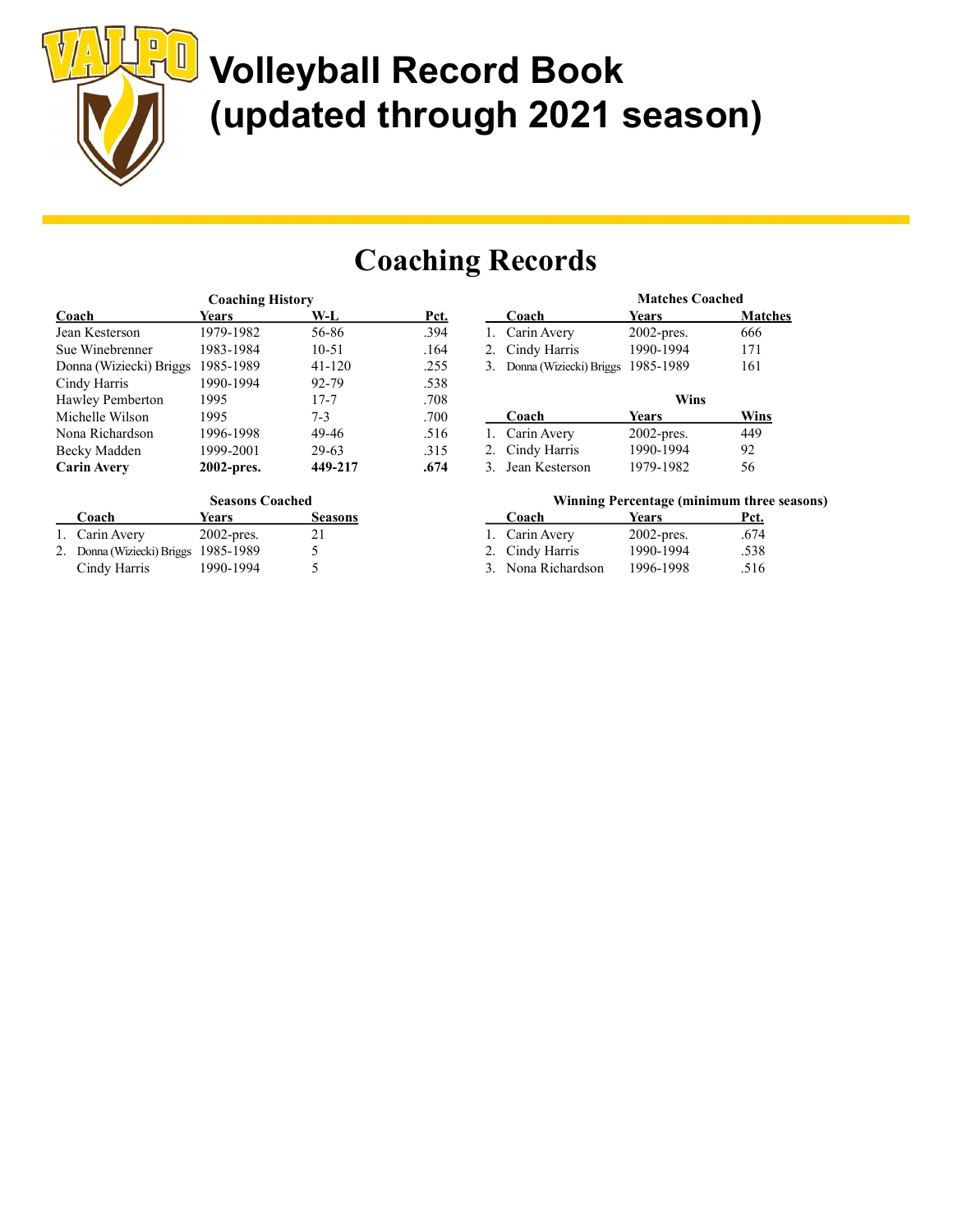# Volleyball Record Book (updated through 2021 season)

## Coaching Records

### Coaching History

| Coach | Years | W-L | Pct. |
|---|---|---|---|
| Jean Kesterson | 1979-1982 | 56-86 | .394 |
| Sue Winebrenner | 1983-1984 | 10-51 | .164 |
| Donna (Wiziecki) Briggs | 1985-1989 | 41-120 | .255 |
| Cindy Harris | 1990-1994 | 92-79 | .538 |
| Hawley Pemberton | 1995 | 17-7 | .708 |
| Michelle Wilson | 1995 | 7-3 | .700 |
| Nona Richardson | 1996-1998 | 49-46 | .516 |
| Becky Madden | 1999-2001 | 29-63 | .315 |
| **Carin Avery** | **2002-pres.** | **449-217** | **.674** |

### Seasons Coached

| | Coach | Years | Seasons |
|---|---|---|---|
| 1. | Carin Avery | 2002-pres. | 21 |
| 2. | Donna (Wiziecki) Briggs | 1985-1989 | 5 |
| | Cindy Harris | 1990-1994 | 5 |

### Matches Coached

| | Coach | Years | Matches |
|---|---|---|---|
| 1. | Carin Avery | 2002-pres. | 666 |
| 2. | Cindy Harris | 1990-1994 | 171 |
| 3. | Donna (Wiziecki) Briggs | 1985-1989 | 161 |

### Wins

| | Coach | Years | Wins |
|---|---|---|---|
| 1. | Carin Avery | 2002-pres. | 449 |
| 2. | Cindy Harris | 1990-1994 | 92 |
| 3. | Jean Kesterson | 1979-1982 | 56 |

### Winning Percentage (minimum three seasons)

| | Coach | Years | Pct. |
|---|---|---|---|
| 1. | Carin Avery | 2002-pres. | .674 |
| 2. | Cindy Harris | 1990-1994 | .538 |
| 3. | Nona Richardson | 1996-1998 | .516 |